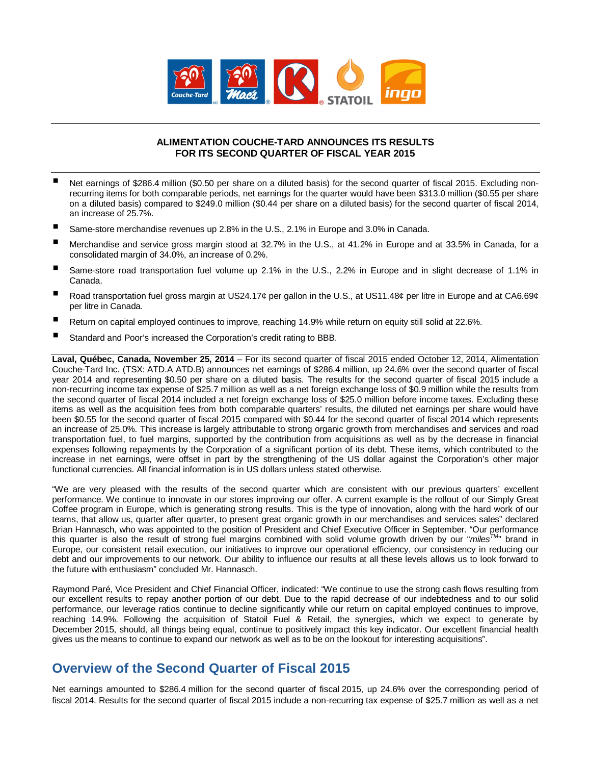**ALIMENTATION COUCHE-TARD ANNOUNCES ITS RESULTS FOR ITS SECOND QUARTER OF FISCAL YEAR 2015**

- Net earnings of $286.4 million ($0.50 per share on a diluted basis) for the second quarter of fiscal 2015. Excluding non-recurring items for both comparable periods, net earnings for the quarter would have been $313.0 million ($0.55 per share on a diluted basis) compared to $249.0 million ($0.44 per share on a diluted basis) for the second quarter of fiscal 2014, an increase of 25.7%.
- Same-store merchandise revenues up 2.8% in the U.S., 2.1% in Europe and 3.0% in Canada.
- Merchandise and service gross margin stood at 32.7% in the U.S., at 41.2% in Europe and at 33.5% in Canada, for a consolidated margin of 34.0%, an increase of 0.2%.
- Same-store road transportation fuel volume up 2.1% in the U.S., 2.2% in Europe and in slight decrease of 1.1% in Canada.
- Road transportation fuel gross margin at US24.17¢ per gallon in the U.S., at US11.48¢ per litre in Europe and at CA6.69¢ per litre in Canada.
- Return on capital employed continues to improve, reaching 14.9% while return on equity still solid at 22.6%.
- Standard and Poor's increased the Corporation's credit rating to BBB.

**Laval, Québec, Canada, November 25, 2014** – For its second quarter of fiscal 2015 ended October 12, 2014, Alimentation Couche-Tard Inc. (TSX: ATD.A ATD.B) announces net earnings of $286.4 million, up 24.6% over the second quarter of fiscal year 2014 and representing $0.50 per share on a diluted basis. The results for the second quarter of fiscal 2015 include a non-recurring income tax expense of $25.7 million as well as a net foreign exchange loss of $0.9 million while the results from the second quarter of fiscal 2014 included a net foreign exchange loss of $25.0 million before income taxes. Excluding these items as well as the acquisition fees from both comparable quarters' results, the diluted net earnings per share would have been $0.55 for the second quarter of fiscal 2015 compared with $0.44 for the second quarter of fiscal 2014 which represents an increase of 25.0%. This increase is largely attributable to strong organic growth from merchandises and services and road transportation fuel, to fuel margins, supported by the contribution from acquisitions as well as by the decrease in financial expenses following repayments by the Corporation of a significant portion of its debt. These items, which contributed to the increase in net earnings, were offset in part by the strengthening of the US dollar against the Corporation's other major functional currencies. All financial information is in US dollars unless stated otherwise.

"We are very pleased with the results of the second quarter which are consistent with our previous quarters' excellent performance. We continue to innovate in our stores improving our offer. A current example is the rollout of our Simply Great Coffee program in Europe, which is generating strong results. This is the type of innovation, along with the hard work of our teams, that allow us, quarter after quarter, to present great organic growth in our merchandises and services sales" declared Brian Hannasch, who was appointed to the position of President and Chief Executive Officer in September. "Our performance this quarter is also the result of strong fuel margins combined with solid volume growth driven by our "*miles*TM" brand in Europe, our consistent retail execution, our initiatives to improve our operational efficiency, our consistency in reducing our debt and our improvements to our network. Our ability to influence our results at all these levels allows us to look forward to the future with enthusiasm" concluded Mr. Hannasch.

Raymond Paré, Vice President and Chief Financial Officer, indicated: "We continue to use the strong cash flows resulting from our excellent results to repay another portion of our debt. Due to the rapid decrease of our indebtedness and to our solid performance, our leverage ratios continue to decline significantly while our return on capital employed continues to improve, reaching 14.9%. Following the acquisition of Statoil Fuel & Retail, the synergies, which we expect to generate by December 2015, should, all things being equal, continue to positively impact this key indicator. Our excellent financial health gives us the means to continue to expand our network as well as to be on the lookout for interesting acquisitions".

## Overview of the Second Quarter of Fiscal 2015

Net earnings amounted to $286.4 million for the second quarter of fiscal 2015, up 24.6% over the corresponding period of fiscal 2014. Results for the second quarter of fiscal 2015 include a non-recurring tax expense of $25.7 million as well as a net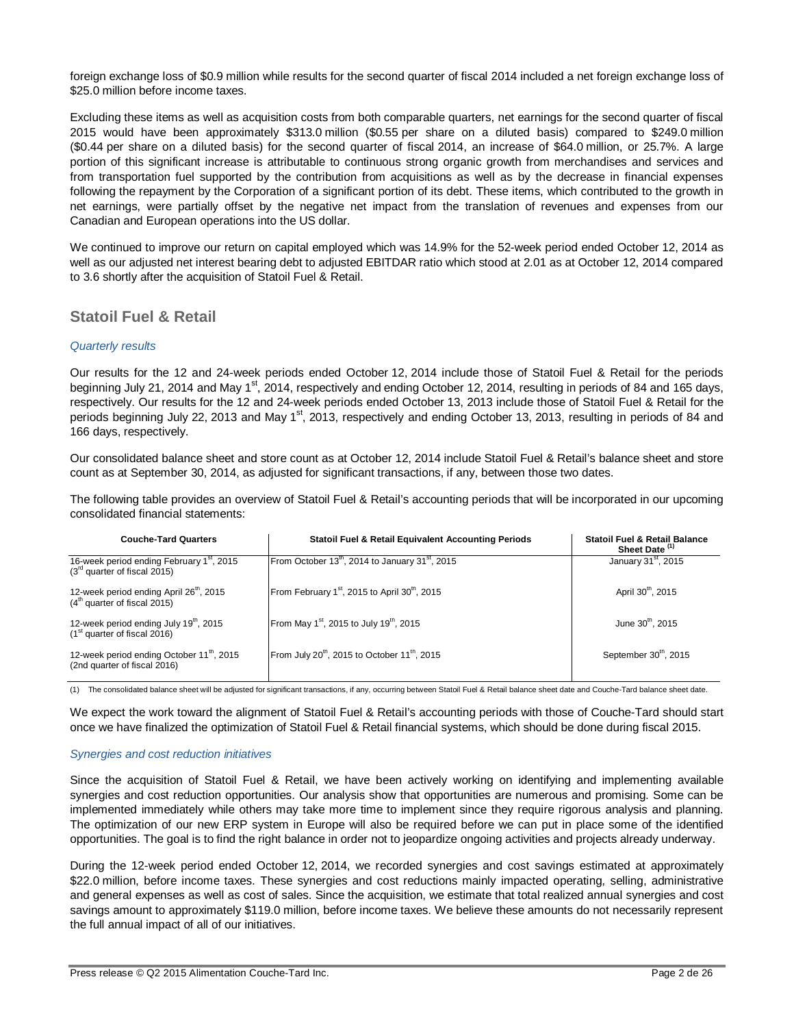foreign exchange loss of $0.9 million while results for the second quarter of fiscal 2014 included a net foreign exchange loss of $25.0 million before income taxes.

Excluding these items as well as acquisition costs from both comparable quarters, net earnings for the second quarter of fiscal 2015 would have been approximately $313.0 million ($0.55 per share on a diluted basis) compared to $249.0 million ($0.44 per share on a diluted basis) for the second quarter of fiscal 2014, an increase of $64.0 million, or 25.7%. A large portion of this significant increase is attributable to continuous strong organic growth from merchandises and services and from transportation fuel supported by the contribution from acquisitions as well as by the decrease in financial expenses following the repayment by the Corporation of a significant portion of its debt. These items, which contributed to the growth in net earnings, were partially offset by the negative net impact from the translation of revenues and expenses from our Canadian and European operations into the US dollar.

We continued to improve our return on capital employed which was 14.9% for the 52-week period ended October 12, 2014 as well as our adjusted net interest bearing debt to adjusted EBITDAR ratio which stood at 2.01 as at October 12, 2014 compared to 3.6 shortly after the acquisition of Statoil Fuel & Retail.

## Statoil Fuel & Retail

*Quarterly results*

Our results for the 12 and 24-week periods ended October 12, 2014 include those of Statoil Fuel & Retail for the periods beginning July 21, 2014 and May 1st, 2014, respectively and ending October 12, 2014, resulting in periods of 84 and 165 days, respectively. Our results for the 12 and 24-week periods ended October 13, 2013 include those of Statoil Fuel & Retail for the periods beginning July 22, 2013 and May 1st, 2013, respectively and ending October 13, 2013, resulting in periods of 84 and 166 days, respectively.

Our consolidated balance sheet and store count as at October 12, 2014 include Statoil Fuel & Retail's balance sheet and store count as at September 30, 2014, as adjusted for significant transactions, if any, between those two dates.

The following table provides an overview of Statoil Fuel & Retail's accounting periods that will be incorporated in our upcoming consolidated financial statements:

| Couche-Tard Quarters | Statoil Fuel & Retail Equivalent Accounting Periods | Statoil Fuel & Retail Balance Sheet Date (1) |
|---|---|---|
| 16-week period ending February 1st, 2015 (3rd quarter of fiscal 2015) | From October 13th, 2014 to January 31st, 2015 | January 31st, 2015 |
| 12-week period ending April 26th, 2015 (4th quarter of fiscal 2015) | From February 1st, 2015 to April 30th, 2015 | April 30th, 2015 |
| 12-week period ending July 19th, 2015 (1st quarter of fiscal 2016) | From May 1st, 2015 to July 19th, 2015 | June 30th, 2015 |
| 12-week period ending October 11th, 2015 (2nd quarter of fiscal 2016) | From July 20th, 2015 to October 11th, 2015 | September 30th, 2015 |

(1) The consolidated balance sheet will be adjusted for significant transactions, if any, occurring between Statoil Fuel & Retail balance sheet date and Couche-Tard balance sheet date.

We expect the work toward the alignment of Statoil Fuel & Retail's accounting periods with those of Couche-Tard should start once we have finalized the optimization of Statoil Fuel & Retail financial systems, which should be done during fiscal 2015.

*Synergies and cost reduction initiatives*

Since the acquisition of Statoil Fuel & Retail, we have been actively working on identifying and implementing available synergies and cost reduction opportunities. Our analysis show that opportunities are numerous and promising. Some can be implemented immediately while others may take more time to implement since they require rigorous analysis and planning. The optimization of our new ERP system in Europe will also be required before we can put in place some of the identified opportunities. The goal is to find the right balance in order not to jeopardize ongoing activities and projects already underway.

During the 12-week period ended October 12, 2014, we recorded synergies and cost savings estimated at approximately $22.0 million, before income taxes. These synergies and cost reductions mainly impacted operating, selling, administrative and general expenses as well as cost of sales. Since the acquisition, we estimate that total realized annual synergies and cost savings amount to approximately $119.0 million, before income taxes. We believe these amounts do not necessarily represent the full annual impact of all of our initiatives.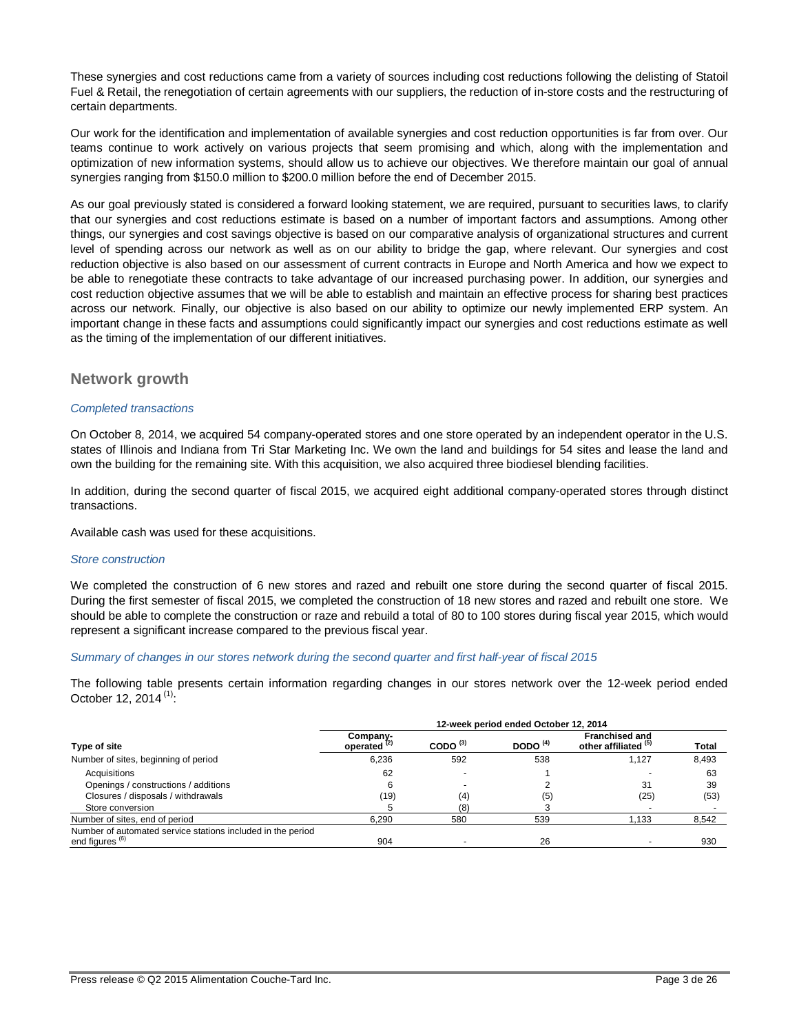These synergies and cost reductions came from a variety of sources including cost reductions following the delisting of Statoil Fuel & Retail, the renegotiation of certain agreements with our suppliers, the reduction of in-store costs and the restructuring of certain departments.

Our work for the identification and implementation of available synergies and cost reduction opportunities is far from over. Our teams continue to work actively on various projects that seem promising and which, along with the implementation and optimization of new information systems, should allow us to achieve our objectives. We therefore maintain our goal of annual synergies ranging from $150.0 million to $200.0 million before the end of December 2015.

As our goal previously stated is considered a forward looking statement, we are required, pursuant to securities laws, to clarify that our synergies and cost reductions estimate is based on a number of important factors and assumptions. Among other things, our synergies and cost savings objective is based on our comparative analysis of organizational structures and current level of spending across our network as well as on our ability to bridge the gap, where relevant. Our synergies and cost reduction objective is also based on our assessment of current contracts in Europe and North America and how we expect to be able to renegotiate these contracts to take advantage of our increased purchasing power. In addition, our synergies and cost reduction objective assumes that we will be able to establish and maintain an effective process for sharing best practices across our network. Finally, our objective is also based on our ability to optimize our newly implemented ERP system. An important change in these facts and assumptions could significantly impact our synergies and cost reductions estimate as well as the timing of the implementation of our different initiatives.

## Network growth

*Completed transactions*

On October 8, 2014, we acquired 54 company-operated stores and one store operated by an independent operator in the U.S. states of Illinois and Indiana from Tri Star Marketing Inc. We own the land and buildings for 54 sites and lease the land and own the building for the remaining site. With this acquisition, we also acquired three biodiesel blending facilities.

In addition, during the second quarter of fiscal 2015, we acquired eight additional company-operated stores through distinct transactions.

Available cash was used for these acquisitions.

*Store construction*

We completed the construction of 6 new stores and razed and rebuilt one store during the second quarter of fiscal 2015. During the first semester of fiscal 2015, we completed the construction of 18 new stores and razed and rebuilt one store. We should be able to complete the construction or raze and rebuild a total of 80 to 100 stores during fiscal year 2015, which would represent a significant increase compared to the previous fiscal year.

*Summary of changes in our stores network during the second quarter and first half-year of fiscal 2015*

The following table presents certain information regarding changes in our stores network over the 12-week period ended October 12, 2014 [(1)]:

| | 12-week period ended October 12, 2014 | | | | |
|---|---|---|---|---|---|
| **Type of site** | **Company-operated [(2)]** | **CODO [(3)]** | **DODO [(4)]** | **Franchised and other affiliated [(5)]** | **Total** |
| Number of sites, beginning of period | 6,236 | 592 | 538 | 1,127 | 8,493 |
| Acquisitions | 62 | - | 1 | - | 63 |
| Openings / constructions / additions | 6 | - | 2 | 31 | 39 |
| Closures / disposals / withdrawals | (19) | (4) | (5) | (25) | (53) |
| Store conversion | 5 | (8) | 3 | - | - |
| Number of sites, end of period | 6,290 | 580 | 539 | 1,133 | 8,542 |
| Number of automated service stations included in the period end figures [(6)] | 904 | - | 26 | - | 930 |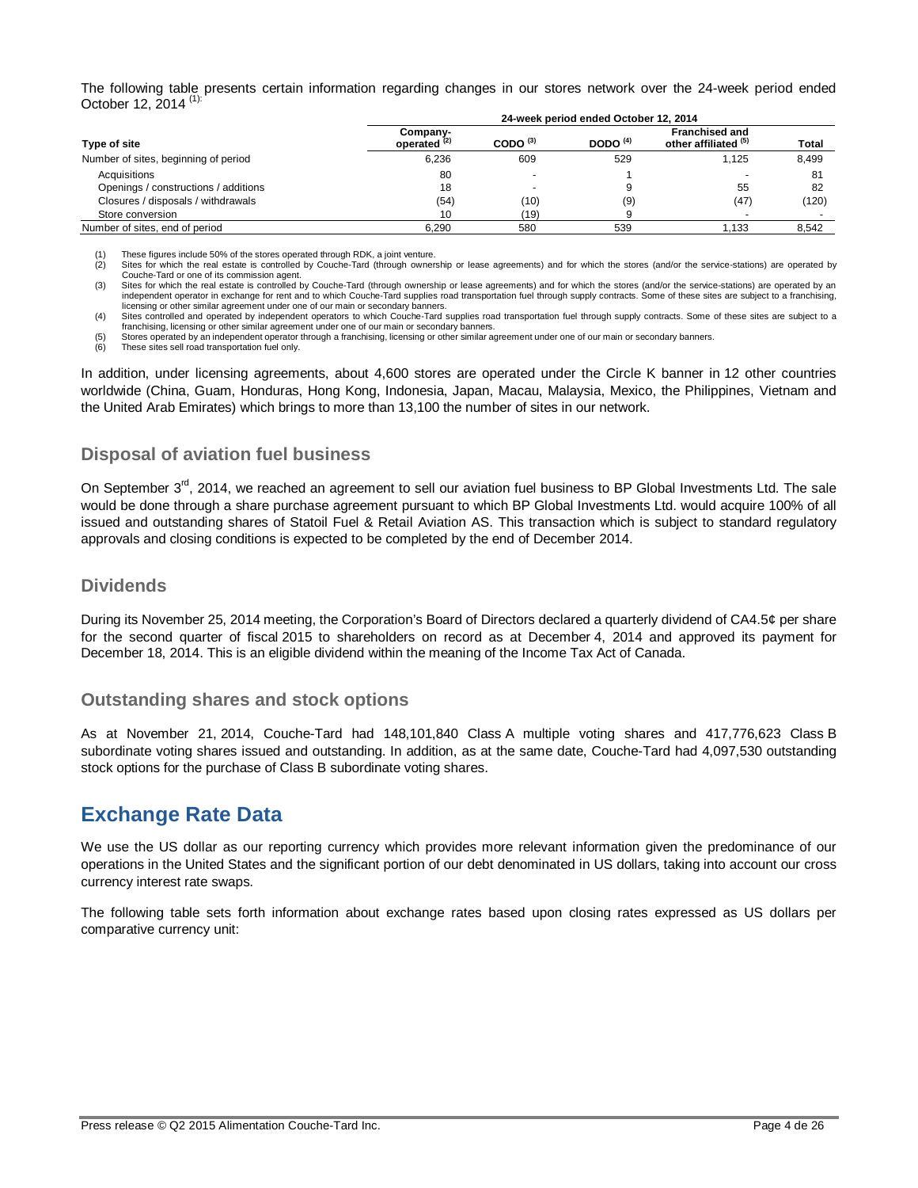The following table presents certain information regarding changes in our stores network over the 24-week period ended October 12, 2014 [(1)]:

| | 24-week period ended October 12, 2014 | | | | |
|---|---|---|---|---|---|
| Type of site | Company-operated [(2)] | CODO [(3)] | DODO [(4)] | Franchised and other affiliated [(5)] | Total |
| Number of sites, beginning of period | 6,236 | 609 | 529 | 1,125 | 8,499 |
| Acquisitions | 80 | - | 1 | - | 81 |
| Openings / constructions / additions | 18 | - | 9 | 55 | 82 |
| Closures / disposals / withdrawals | (54) | (10) | (9) | (47) | (120) |
| Store conversion | 10 | (19) | 9 | - | - |
| Number of sites, end of period | 6,290 | 580 | 539 | 1,133 | 8,542 |

(1) These figures include 50% of the stores operated through RDK, a joint venture.
(2) Sites for which the real estate is controlled by Couche-Tard (through ownership or lease agreements) and for which the stores (and/or the service-stations) are operated by Couche-Tard or one of its commission agent.
(3) Sites for which the real estate is controlled by Couche-Tard (through ownership or lease agreements) and for which the stores (and/or the service-stations) are operated by an independent operator in exchange for rent and to which Couche-Tard supplies road transportation fuel through supply contracts. Some of these sites are subject to a franchising, licensing or other similar agreement under one of our main or secondary banners.
(4) Sites controlled and operated by independent operators to which Couche-Tard supplies road transportation fuel through supply contracts. Some of these sites are subject to a franchising, licensing or other similar agreement under one of our main or secondary banners.
(5) Stores operated by an independent operator through a franchising, licensing or other similar agreement under one of our main or secondary banners.
(6) These sites sell road transportation fuel only.

In addition, under licensing agreements, about 4,600 stores are operated under the Circle K banner in 12 other countries worldwide (China, Guam, Honduras, Hong Kong, Indonesia, Japan, Macau, Malaysia, Mexico, the Philippines, Vietnam and the United Arab Emirates) which brings to more than 13,100 the number of sites in our network.

### Disposal of aviation fuel business

On September 3rd, 2014, we reached an agreement to sell our aviation fuel business to BP Global Investments Ltd. The sale would be done through a share purchase agreement pursuant to which BP Global Investments Ltd. would acquire 100% of all issued and outstanding shares of Statoil Fuel & Retail Aviation AS. This transaction which is subject to standard regulatory approvals and closing conditions is expected to be completed by the end of December 2014.

### Dividends

During its November 25, 2014 meeting, the Corporation's Board of Directors declared a quarterly dividend of CA4.5¢ per share for the second quarter of fiscal 2015 to shareholders on record as at December 4, 2014 and approved its payment for December 18, 2014. This is an eligible dividend within the meaning of the Income Tax Act of Canada.

### Outstanding shares and stock options

As at November 21, 2014, Couche-Tard had 148,101,840 Class A multiple voting shares and 417,776,623 Class B subordinate voting shares issued and outstanding. In addition, as at the same date, Couche-Tard had 4,097,530 outstanding stock options for the purchase of Class B subordinate voting shares.

## Exchange Rate Data

We use the US dollar as our reporting currency which provides more relevant information given the predominance of our operations in the United States and the significant portion of our debt denominated in US dollars, taking into account our cross currency interest rate swaps.

The following table sets forth information about exchange rates based upon closing rates expressed as US dollars per comparative currency unit: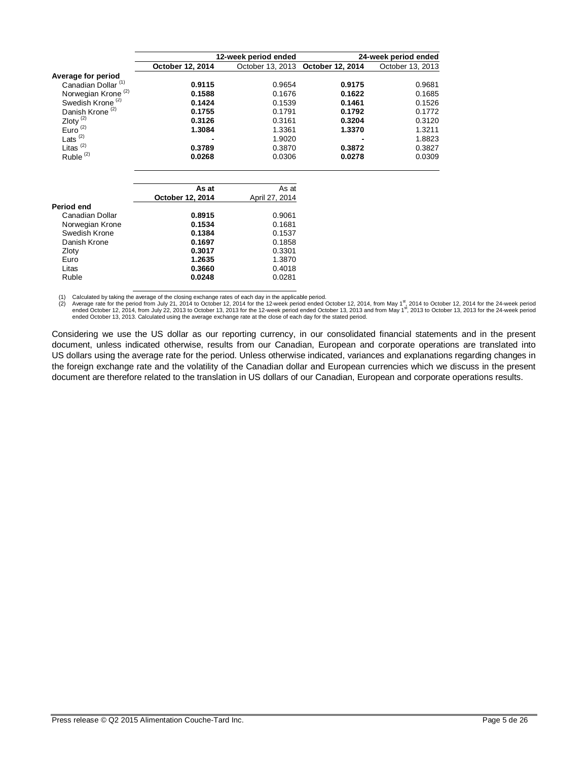| | 12-week period ended | | 24-week period ended | |
|---|---|---|---|---|
| | **October 12, 2014** | October 13, 2013 | **October 12, 2014** | October 13, 2013 |
| **Average for period** | | | | |
| Canadian Dollar [(1)] | **0.9115** | 0.9654 | **0.9175** | 0.9681 |
| Norwegian Krone [(2)] | **0.1588** | 0.1676 | **0.1622** | 0.1685 |
| Swedish Krone [(2)] | **0.1424** | 0.1539 | **0.1461** | 0.1526 |
| Danish Krone [(2)] | **0.1755** | 0.1791 | **0.1792** | 0.1772 |
| Zloty [(2)] | **0.3126** | 0.3161 | **0.3204** | 0.3120 |
| Euro [(2)] | **1.3084** | 1.3361 | **1.3370** | 1.3211 |
| Lats [(2)] | **-** | 1.9020 | **-** | 1.8823 |
| Litas [(2)] | **0.3789** | 0.3870 | **0.3872** | 0.3827 |
| Ruble [(2)] | **0.0268** | 0.0306 | **0.0278** | 0.0309 |

| | As at | As at |
|---|---|---|
| | **October 12, 2014** | April 27, 2014 |
| **Period end** | | |
| Canadian Dollar | **0.8915** | 0.9061 |
| Norwegian Krone | **0.1534** | 0.1681 |
| Swedish Krone | **0.1384** | 0.1537 |
| Danish Krone | **0.1697** | 0.1858 |
| Zloty | **0.3017** | 0.3301 |
| Euro | **1.2635** | 1.3870 |
| Litas | **0.3660** | 0.4018 |
| Ruble | **0.0248** | 0.0281 |

(1) Calculated by taking the average of the closing exchange rates of each day in the applicable period.
(2) Average rate for the period from July 21, 2014 to October 12, 2014 for the 12-week period ended October 12, 2014, from May 1st, 2014 to October 12, 2014 for the 24-week period ended October 12, 2014, from July 22, 2013 to October 13, 2013 for the 12-week period ended October 13, 2013 and from May 1st, 2013 to October 13, 2013 for the 24-week period ended October 13, 2013. Calculated using the average exchange rate at the close of each day for the stated period.

Considering we use the US dollar as our reporting currency, in our consolidated financial statements and in the present document, unless indicated otherwise, results from our Canadian, European and corporate operations are translated into US dollars using the average rate for the period. Unless otherwise indicated, variances and explanations regarding changes in the foreign exchange rate and the volatility of the Canadian dollar and European currencies which we discuss in the present document are therefore related to the translation in US dollars of our Canadian, European and corporate operations results.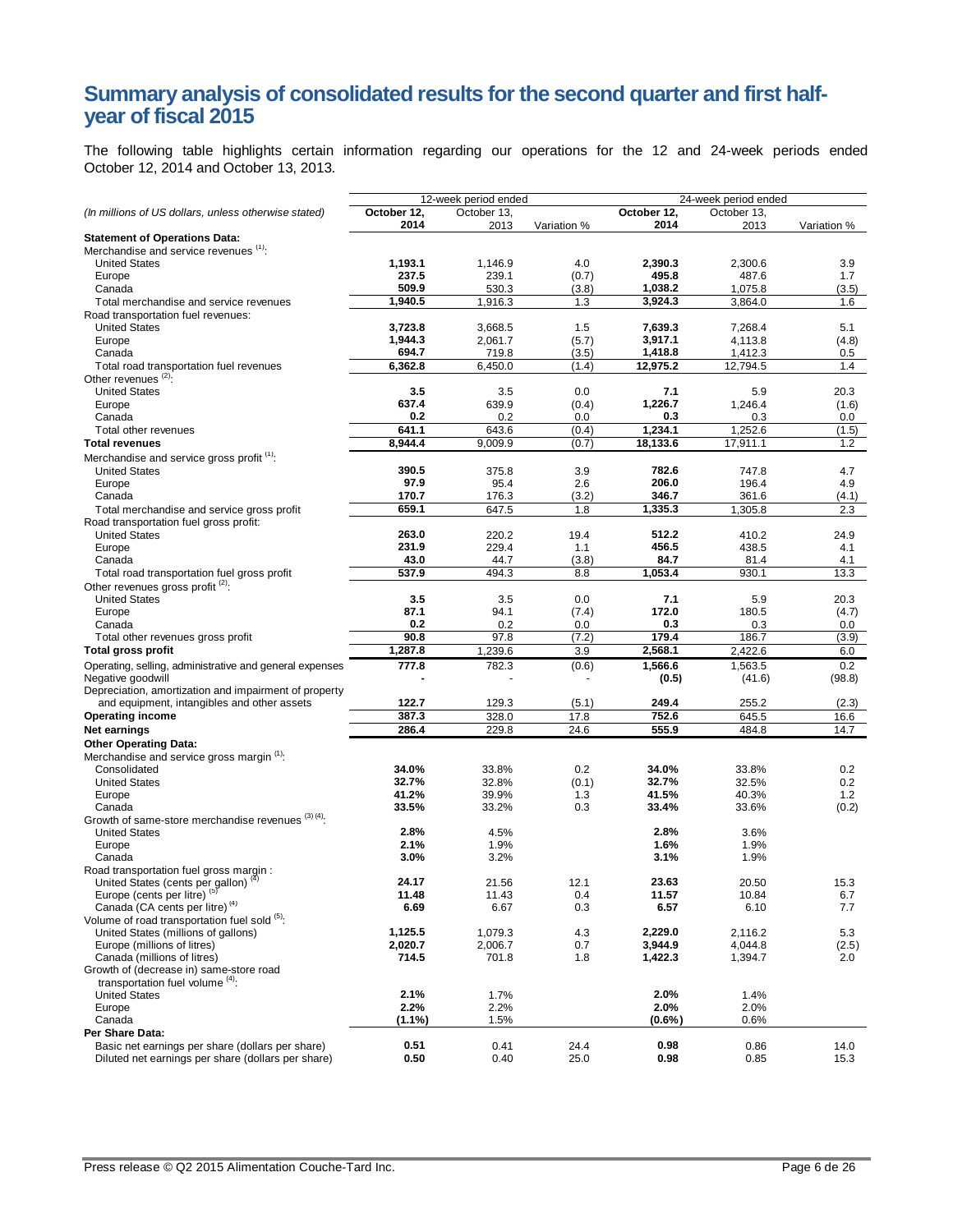# Summary analysis of consolidated results for the second quarter and first half-year of fiscal 2015

The following table highlights certain information regarding our operations for the 12 and 24-week periods ended October 12, 2014 and October 13, 2013.

| *(In millions of US dollars, unless otherwise stated)* | 12-week period ended | | | 24-week period ended | | |
|---|---|---|---|---|---|---|
| | **October 12, 2014** | October 13, 2013 | Variation % | **October 12, 2014** | October 13, 2013 | Variation % |
| **Statement of Operations Data:** | | | | | | |
| Merchandise and service revenues [(1)]: | | | | | | |
| United States | **1,193.1** | 1,146.9 | 4.0 | **2,390.3** | 2,300.6 | 3.9 |
| Europe | **237.5** | 239.1 | (0.7) | **495.8** | 487.6 | 1.7 |
| Canada | **509.9** | 530.3 | (3.8) | **1,038.2** | 1,075.8 | (3.5) |
| Total merchandise and service revenues | **1,940.5** | 1,916.3 | 1.3 | **3,924.3** | 3,864.0 | 1.6 |
| Road transportation fuel revenues: | | | | | | |
| United States | **3,723.8** | 3,668.5 | 1.5 | **7,639.3** | 7,268.4 | 5.1 |
| Europe | **1,944.3** | 2,061.7 | (5.7) | **3,917.1** | 4,113.8 | (4.8) |
| Canada | **694.7** | 719.8 | (3.5) | **1,418.8** | 1,412.3 | 0.5 |
| Total road transportation fuel revenues | **6,362.8** | 6,450.0 | (1.4) | **12,975.2** | 12,794.5 | 1.4 |
| Other revenues [(2)]: | | | | | | |
| United States | **3.5** | 3.5 | 0.0 | **7.1** | 5.9 | 20.3 |
| Europe | **637.4** | 639.9 | (0.4) | **1,226.7** | 1,246.4 | (1.6) |
| Canada | **0.2** | 0.2 | 0.0 | **0.3** | 0.3 | 0.0 |
| Total other revenues | **641.1** | 643.6 | (0.4) | **1,234.1** | 1,252.6 | (1.5) |
| **Total revenues** | **8,944.4** | 9,009.9 | (0.7) | **18,133.6** | 17,911.1 | 1.2 |
| Merchandise and service gross profit [(1)]: | | | | | | |
| United States | **390.5** | 375.8 | 3.9 | **782.6** | 747.8 | 4.7 |
| Europe | **97.9** | 95.4 | 2.6 | **206.0** | 196.4 | 4.9 |
| Canada | **170.7** | 176.3 | (3.2) | **346.7** | 361.6 | (4.1) |
| Total merchandise and service gross profit | **659.1** | 647.5 | 1.8 | **1,335.3** | 1,305.8 | 2.3 |
| Road transportation fuel gross profit: | | | | | | |
| United States | **263.0** | 220.2 | 19.4 | **512.2** | 410.2 | 24.9 |
| Europe | **231.9** | 229.4 | 1.1 | **456.5** | 438.5 | 4.1 |
| Canada | **43.0** | 44.7 | (3.8) | **84.7** | 81.4 | 4.1 |
| Total road transportation fuel gross profit | **537.9** | 494.3 | 8.8 | **1,053.4** | 930.1 | 13.3 |
| Other revenues gross profit [(2)]: | | | | | | |
| United States | **3.5** | 3.5 | 0.0 | **7.1** | 5.9 | 20.3 |
| Europe | **87.1** | 94.1 | (7.4) | **172.0** | 180.5 | (4.7) |
| Canada | **0.2** | 0.2 | 0.0 | **0.3** | 0.3 | 0.0 |
| Total other revenues gross profit | **90.8** | 97.8 | (7.2) | **179.4** | 186.7 | (3.9) |
| **Total gross profit** | **1,287.8** | 1,239.6 | 3.9 | **2,568.1** | 2,422.6 | 6.0 |
| Operating, selling, administrative and general expenses | **777.8** | 782.3 | (0.6) | **1,566.6** | 1,563.5 | 0.2 |
| Negative goodwill | **-** | - | - | **(0.5)** | (41.6) | (98.8) |
| Depreciation, amortization and impairment of property and equipment, intangibles and other assets | **122.7** | 129.3 | (5.1) | **249.4** | 255.2 | (2.3) |
| **Operating income** | **387.3** | 328.0 | 17.8 | **752.6** | 645.5 | 16.6 |
| **Net earnings** | **286.4** | 229.8 | 24.6 | **555.9** | 484.8 | 14.7 |
| **Other Operating Data:** | | | | | | |
| Merchandise and service gross margin [(1)]: | | | | | | |
| Consolidated | **34.0%** | 33.8% | 0.2 | **34.0%** | 33.8% | 0.2 |
| United States | **32.7%** | 32.8% | (0.1) | **32.7%** | 32.5% | 0.2 |
| Europe | **41.2%** | 39.9% | 1.3 | **41.5%** | 40.3% | 1.2 |
| Canada | **33.5%** | 33.2% | 0.3 | **33.4%** | 33.6% | (0.2) |
| Growth of same-store merchandise revenues [(3) (4)]: | | | | | | |
| United States | **2.8%** | 4.5% | | **2.8%** | 3.6% | |
| Europe | **2.1%** | 1.9% | | **1.6%** | 1.9% | |
| Canada | **3.0%** | 3.2% | | **3.1%** | 1.9% | |
| Road transportation fuel gross margin : | | | | | | |
| United States (cents per gallon) [(4)] | **24.17** | 21.56 | 12.1 | **23.63** | 20.50 | 15.3 |
| Europe (cents per litre) [(5)] | **11.48** | 11.43 | 0.4 | **11.57** | 10.84 | 6.7 |
| Canada (CA cents per litre) [(4)] | **6.69** | 6.67 | 0.3 | **6.57** | 6.10 | 7.7 |
| Volume of road transportation fuel sold [(5)]: | | | | | | |
| United States (millions of gallons) | **1,125.5** | 1,079.3 | 4.3 | **2,229.0** | 2,116.2 | 5.3 |
| Europe (millions of litres) | **2,020.7** | 2,006.7 | 0.7 | **3,944.9** | 4,044.8 | (2.5) |
| Canada (millions of litres) | **714.5** | 701.8 | 1.8 | **1,422.3** | 1,394.7 | 2.0 |
| Growth of (decrease in) same-store road transportation fuel volume [(4)]: | | | | | | |
| United States | **2.1%** | 1.7% | | **2.0%** | 1.4% | |
| Europe | **2.2%** | 2.2% | | **2.0%** | 2.0% | |
| Canada | **(1.1%)** | 1.5% | | **(0.6%)** | 0.6% | |
| **Per Share Data:** | | | | | | |
| Basic net earnings per share (dollars per share) | **0.51** | 0.41 | 24.4 | **0.98** | 0.86 | 14.0 |
| Diluted net earnings per share (dollars per share) | **0.50** | 0.40 | 25.0 | **0.98** | 0.85 | 15.3 |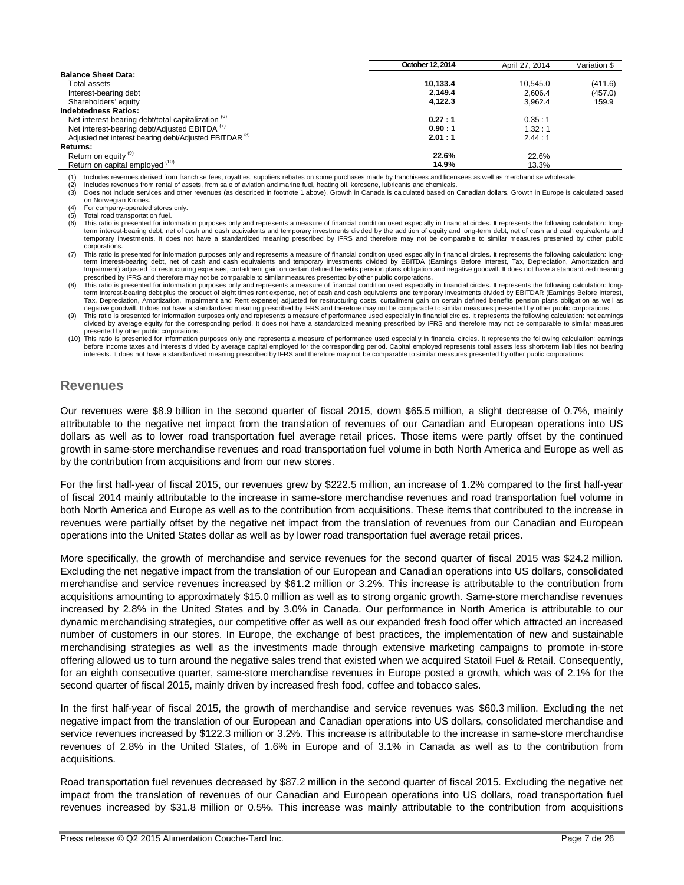| | October 12, 2014 | April 27, 2014 | Variation $ |
|---|---|---|---|
| **Balance Sheet Data:** | | | |
| Total assets | **10,133.4** | 10,545.0 | (411.6) |
| Interest-bearing debt | **2,149.4** | 2,606.4 | (457.0) |
| Shareholders' equity | **4,122.3** | 3,962.4 | 159.9 |
| **Indebtedness Ratios:** | | | |
| Net interest-bearing debt/total capitalization [(6)] | **0.27 : 1** | 0.35 : 1 | |
| Net interest-bearing debt/Adjusted EBITDA [(7)] | **0.90 : 1** | 1.32 : 1 | |
| Adjusted net interest bearing debt/Adjusted EBITDAR [(8)] | **2.01 : 1** | 2.44 : 1 | |
| **Returns:** | | | |
| Return on equity [(9)] | **22.6%** | 22.6% | |
| Return on capital employed [(10)] | **14.9%** | 13.3% | |

(1) Includes revenues derived from franchise fees, royalties, suppliers rebates on some purchases made by franchisees and licensees as well as merchandise wholesale.
(2) Includes revenues from rental of assets, from sale of aviation and marine fuel, heating oil, kerosene, lubricants and chemicals.
(3) Does not include services and other revenues (as described in footnote 1 above). Growth in Canada is calculated based on Canadian dollars. Growth in Europe is calculated based on Norwegian Krones.
(4) For company-operated stores only.
(5) Total road transportation fuel.
(6) This ratio is presented for information purposes only and represents a measure of financial condition used especially in financial circles. It represents the following calculation: long-term interest-bearing debt, net of cash and cash equivalents and temporary investments divided by the addition of equity and long-term debt, net of cash and cash equivalents and temporary investments. It does not have a standardized meaning prescribed by IFRS and therefore may not be comparable to similar measures presented by other public corporations.
(7) This ratio is presented for information purposes only and represents a measure of financial condition used especially in financial circles. It represents the following calculation: long-term interest-bearing debt, net of cash and cash equivalents and temporary investments divided by EBITDA (Earnings Before Interest, Tax, Depreciation, Amortization and Impairment) adjusted for restructuring expenses, curtailment gain on certain defined benefits pension plans obligation and negative goodwill. It does not have a standardized meaning prescribed by IFRS and therefore may not be comparable to similar measures presented by other public corporations.
(8) This ratio is presented for information purposes only and represents a measure of financial condition used especially in financial circles. It represents the following calculation: long-term interest-bearing debt plus the product of eight times rent expense, net of cash and cash equivalents and temporary investments divided by EBITDAR (Earnings Before Interest, Tax, Depreciation, Amortization, Impairment and Rent expense) adjusted for restructuring costs, curtailment gain on certain defined benefits pension plans obligation as well as negative goodwill. It does not have a standardized meaning prescribed by IFRS and therefore may not be comparable to similar measures presented by other public corporations.
(9) This ratio is presented for information purposes only and represents a measure of performance used especially in financial circles. It represents the following calculation: net earnings divided by average equity for the corresponding period. It does not have a standardized meaning prescribed by IFRS and therefore may not be comparable to similar measures presented by other public corporations.
(10) This ratio is presented for information purposes only and represents a measure of performance used especially in financial circles. It represents the following calculation: earnings before income taxes and interests divided by average capital employed for the corresponding period. Capital employed represents total assets less short-term liabilities not bearing interests. It does not have a standardized meaning prescribed by IFRS and therefore may not be comparable to similar measures presented by other public corporations.

## Revenues

Our revenues were $8.9 billion in the second quarter of fiscal 2015, down $65.5 million, a slight decrease of 0.7%, mainly attributable to the negative net impact from the translation of revenues of our Canadian and European operations into US dollars as well as to lower road transportation fuel average retail prices. Those items were partly offset by the continued growth in same-store merchandise revenues and road transportation fuel volume in both North America and Europe as well as by the contribution from acquisitions and from our new stores.

For the first half-year of fiscal 2015, our revenues grew by $222.5 million, an increase of 1.2% compared to the first half-year of fiscal 2014 mainly attributable to the increase in same-store merchandise revenues and road transportation fuel volume in both North America and Europe as well as to the contribution from acquisitions. These items that contributed to the increase in revenues were partially offset by the negative net impact from the translation of revenues from our Canadian and European operations into the United States dollar as well as by lower road transportation fuel average retail prices.

More specifically, the growth of merchandise and service revenues for the second quarter of fiscal 2015 was $24.2 million. Excluding the net negative impact from the translation of our European and Canadian operations into US dollars, consolidated merchandise and service revenues increased by $61.2 million or 3.2%. This increase is attributable to the contribution from acquisitions amounting to approximately $15.0 million as well as to strong organic growth. Same-store merchandise revenues increased by 2.8% in the United States and by 3.0% in Canada. Our performance in North America is attributable to our dynamic merchandising strategies, our competitive offer as well as our expanded fresh food offer which attracted an increased number of customers in our stores. In Europe, the exchange of best practices, the implementation of new and sustainable merchandising strategies as well as the investments made through extensive marketing campaigns to promote in-store offering allowed us to turn around the negative sales trend that existed when we acquired Statoil Fuel & Retail. Consequently, for an eighth consecutive quarter, same-store merchandise revenues in Europe posted a growth, which was of 2.1% for the second quarter of fiscal 2015, mainly driven by increased fresh food, coffee and tobacco sales.

In the first half-year of fiscal 2015, the growth of merchandise and service revenues was $60.3 million. Excluding the net negative impact from the translation of our European and Canadian operations into US dollars, consolidated merchandise and service revenues increased by $122.3 million or 3.2%. This increase is attributable to the increase in same-store merchandise revenues of 2.8% in the United States, of 1.6% in Europe and of 3.1% in Canada as well as to the contribution from acquisitions.

Road transportation fuel revenues decreased by $87.2 million in the second quarter of fiscal 2015. Excluding the negative net impact from the translation of revenues of our Canadian and European operations into US dollars, road transportation fuel revenues increased by $31.8 million or 0.5%. This increase was mainly attributable to the contribution from acquisitions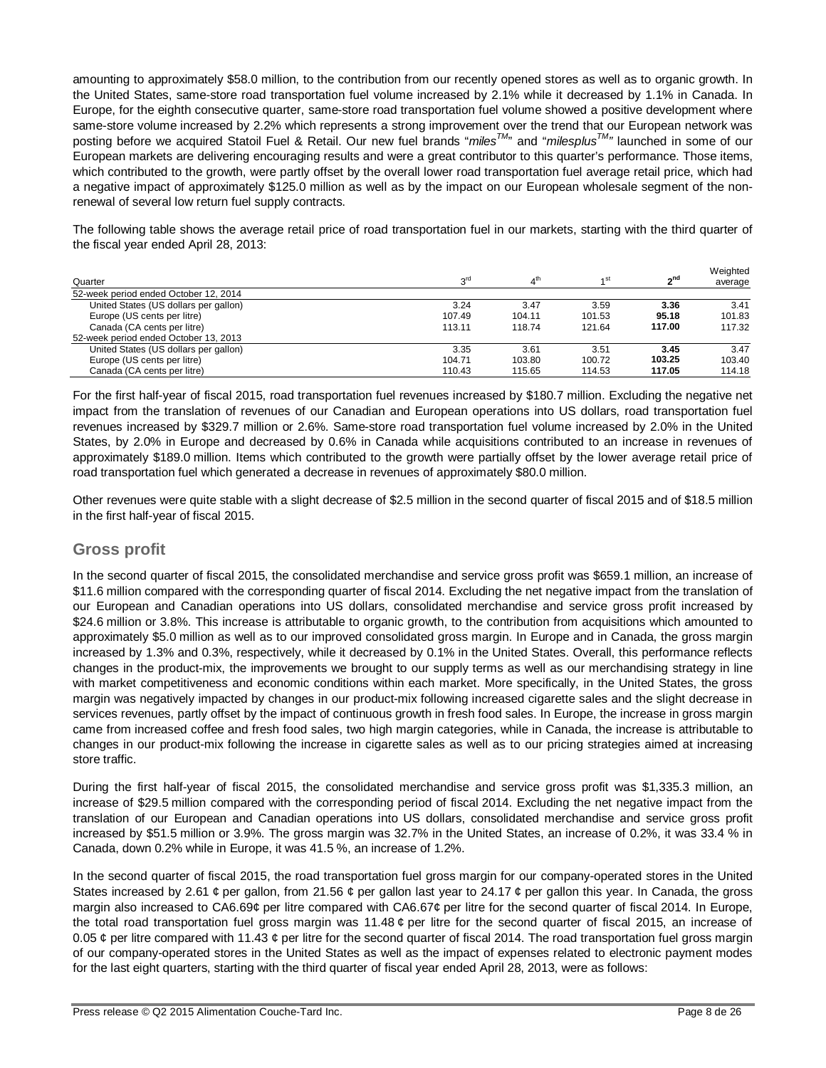amounting to approximately $58.0 million, to the contribution from our recently opened stores as well as to organic growth. In the United States, same-store road transportation fuel volume increased by 2.1% while it decreased by 1.1% in Canada. In Europe, for the eighth consecutive quarter, same-store road transportation fuel volume showed a positive development where same-store volume increased by 2.2% which represents a strong improvement over the trend that our European network was posting before we acquired Statoil Fuel & Retail. Our new fuel brands "*miles*™" and "*milesplus*™" launched in some of our European markets are delivering encouraging results and were a great contributor to this quarter's performance. Those items, which contributed to the growth, were partly offset by the overall lower road transportation fuel average retail price, which had a negative impact of approximately $125.0 million as well as by the impact on our European wholesale segment of the non-renewal of several low return fuel supply contracts.

The following table shows the average retail price of road transportation fuel in our markets, starting with the third quarter of the fiscal year ended April 28, 2013:

| Quarter | 3rd | 4th | 1st | **2nd** | Weighted average |
|---|---|---|---|---|---|
| 52-week period ended October 12, 2014 | | | | | |
| United States (US dollars per gallon) | 3.24 | 3.47 | 3.59 | **3.36** | 3.41 |
| Europe (US cents per litre) | 107.49 | 104.11 | 101.53 | **95.18** | 101.83 |
| Canada (CA cents per litre) | 113.11 | 118.74 | 121.64 | **117.00** | 117.32 |
| 52-week period ended October 13, 2013 | | | | | |
| United States (US dollars per gallon) | 3.35 | 3.61 | 3.51 | **3.45** | 3.47 |
| Europe (US cents per litre) | 104.71 | 103.80 | 100.72 | **103.25** | 103.40 |
| Canada (CA cents per litre) | 110.43 | 115.65 | 114.53 | **117.05** | 114.18 |

For the first half-year of fiscal 2015, road transportation fuel revenues increased by $180.7 million. Excluding the negative net impact from the translation of revenues of our Canadian and European operations into US dollars, road transportation fuel revenues increased by $329.7 million or 2.6%. Same-store road transportation fuel volume increased by 2.0% in the United States, by 2.0% in Europe and decreased by 0.6% in Canada while acquisitions contributed to an increase in revenues of approximately $189.0 million. Items which contributed to the growth were partially offset by the lower average retail price of road transportation fuel which generated a decrease in revenues of approximately $80.0 million.

Other revenues were quite stable with a slight decrease of $2.5 million in the second quarter of fiscal 2015 and of $18.5 million in the first half-year of fiscal 2015.

## Gross profit

In the second quarter of fiscal 2015, the consolidated merchandise and service gross profit was $659.1 million, an increase of $11.6 million compared with the corresponding quarter of fiscal 2014. Excluding the net negative impact from the translation of our European and Canadian operations into US dollars, consolidated merchandise and service gross profit increased by $24.6 million or 3.8%. This increase is attributable to organic growth, to the contribution from acquisitions which amounted to approximately $5.0 million as well as to our improved consolidated gross margin. In Europe and in Canada, the gross margin increased by 1.3% and 0.3%, respectively, while it decreased by 0.1% in the United States. Overall, this performance reflects changes in the product-mix, the improvements we brought to our supply terms as well as our merchandising strategy in line with market competitiveness and economic conditions within each market. More specifically, in the United States, the gross margin was negatively impacted by changes in our product-mix following increased cigarette sales and the slight decrease in services revenues, partly offset by the impact of continuous growth in fresh food sales. In Europe, the increase in gross margin came from increased coffee and fresh food sales, two high margin categories, while in Canada, the increase is attributable to changes in our product-mix following the increase in cigarette sales as well as to our pricing strategies aimed at increasing store traffic.

During the first half-year of fiscal 2015, the consolidated merchandise and service gross profit was $1,335.3 million, an increase of $29.5 million compared with the corresponding period of fiscal 2014. Excluding the net negative impact from the translation of our European and Canadian operations into US dollars, consolidated merchandise and service gross profit increased by $51.5 million or 3.9%. The gross margin was 32.7% in the United States, an increase of 0.2%, it was 33.4 % in Canada, down 0.2% while in Europe, it was 41.5 %, an increase of 1.2%.

In the second quarter of fiscal 2015, the road transportation fuel gross margin for our company-operated stores in the United States increased by 2.61 ¢ per gallon, from 21.56 ¢ per gallon last year to 24.17 ¢ per gallon this year. In Canada, the gross margin also increased to CA6.69¢ per litre compared with CA6.67¢ per litre for the second quarter of fiscal 2014. In Europe, the total road transportation fuel gross margin was 11.48 ¢ per litre for the second quarter of fiscal 2015, an increase of 0.05 ¢ per litre compared with 11.43 ¢ per litre for the second quarter of fiscal 2014. The road transportation fuel gross margin of our company-operated stores in the United States as well as the impact of expenses related to electronic payment modes for the last eight quarters, starting with the third quarter of fiscal year ended April 28, 2013, were as follows: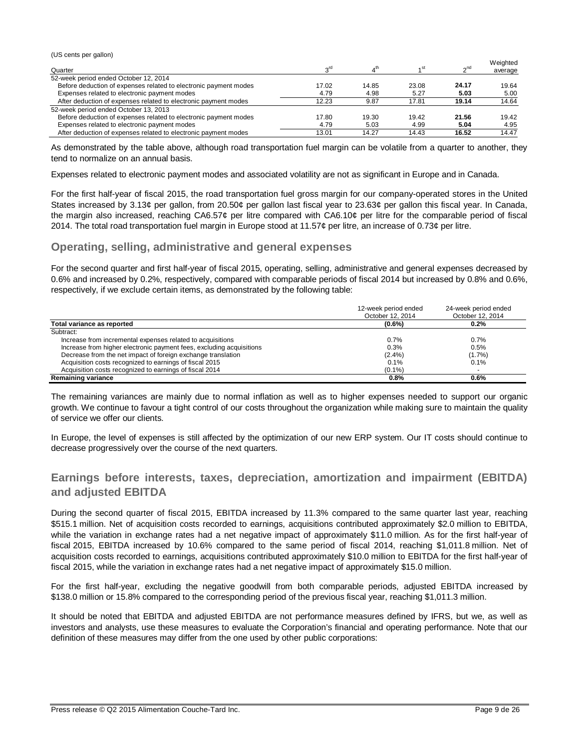(US cents per gallon)

| Quarter | 3rd | 4th | 1st | 2nd | Weighted average |
|---|---|---|---|---|---|
| 52-week period ended October 12, 2014 | | | | | |
| Before deduction of expenses related to electronic payment modes | 17.02 | 14.85 | 23.08 | **24.17** | 19.64 |
| Expenses related to electronic payment modes | 4.79 | 4.98 | 5.27 | **5.03** | 5.00 |
| After deduction of expenses related to electronic payment modes | 12.23 | 9.87 | 17.81 | **19.14** | 14.64 |
| 52-week period ended October 13, 2013 | | | | | |
| Before deduction of expenses related to electronic payment modes | 17.80 | 19.30 | 19.42 | **21.56** | 19.42 |
| Expenses related to electronic payment modes | 4.79 | 5.03 | 4.99 | **5.04** | 4.95 |
| After deduction of expenses related to electronic payment modes | 13.01 | 14.27 | 14.43 | **16.52** | 14.47 |

As demonstrated by the table above, although road transportation fuel margin can be volatile from a quarter to another, they tend to normalize on an annual basis.

Expenses related to electronic payment modes and associated volatility are not as significant in Europe and in Canada.

For the first half-year of fiscal 2015, the road transportation fuel gross margin for our company-operated stores in the United States increased by 3.13¢ per gallon, from 20.50¢ per gallon last fiscal year to 23.63¢ per gallon this fiscal year. In Canada, the margin also increased, reaching CA6.57¢ per litre compared with CA6.10¢ per litre for the comparable period of fiscal 2014. The total road transportation fuel margin in Europe stood at 11.57¢ per litre, an increase of 0.73¢ per litre.

## Operating, selling, administrative and general expenses

For the second quarter and first half-year of fiscal 2015, operating, selling, administrative and general expenses decreased by 0.6% and increased by 0.2%, respectively, compared with comparable periods of fiscal 2014 but increased by 0.8% and 0.6%, respectively, if we exclude certain items, as demonstrated by the following table:

| | 12-week period ended October 12, 2014 | 24-week period ended October 12, 2014 |
|---|---|---|
| **Total variance as reported** | **(0.6%)** | **0.2%** |
| Subtract: | | |
| Increase from incremental expenses related to acquisitions | 0.7% | 0.7% |
| Increase from higher electronic payment fees, excluding acquisitions | 0.3% | 0.5% |
| Decrease from the net impact of foreign exchange translation | (2.4%) | (1.7%) |
| Acquisition costs recognized to earnings of fiscal 2015 | 0.1% | 0.1% |
| Acquisition costs recognized to earnings of fiscal 2014 | (0.1%) | - |
| **Remaining variance** | **0.8%** | **0.6%** |

The remaining variances are mainly due to normal inflation as well as to higher expenses needed to support our organic growth. We continue to favour a tight control of our costs throughout the organization while making sure to maintain the quality of service we offer our clients.

In Europe, the level of expenses is still affected by the optimization of our new ERP system. Our IT costs should continue to decrease progressively over the course of the next quarters.

## Earnings before interests, taxes, depreciation, amortization and impairment (EBITDA) and adjusted EBITDA

During the second quarter of fiscal 2015, EBITDA increased by 11.3% compared to the same quarter last year, reaching $515.1 million. Net of acquisition costs recorded to earnings, acquisitions contributed approximately $2.0 million to EBITDA, while the variation in exchange rates had a net negative impact of approximately $11.0 million. As for the first half-year of fiscal 2015, EBITDA increased by 10.6% compared to the same period of fiscal 2014, reaching $1,011.8 million. Net of acquisition costs recorded to earnings, acquisitions contributed approximately $10.0 million to EBITDA for the first half-year of fiscal 2015, while the variation in exchange rates had a net negative impact of approximately $15.0 million.

For the first half-year, excluding the negative goodwill from both comparable periods, adjusted EBITDA increased by $138.0 million or 15.8% compared to the corresponding period of the previous fiscal year, reaching $1,011.3 million.

It should be noted that EBITDA and adjusted EBITDA are not performance measures defined by IFRS, but we, as well as investors and analysts, use these measures to evaluate the Corporation's financial and operating performance. Note that our definition of these measures may differ from the one used by other public corporations: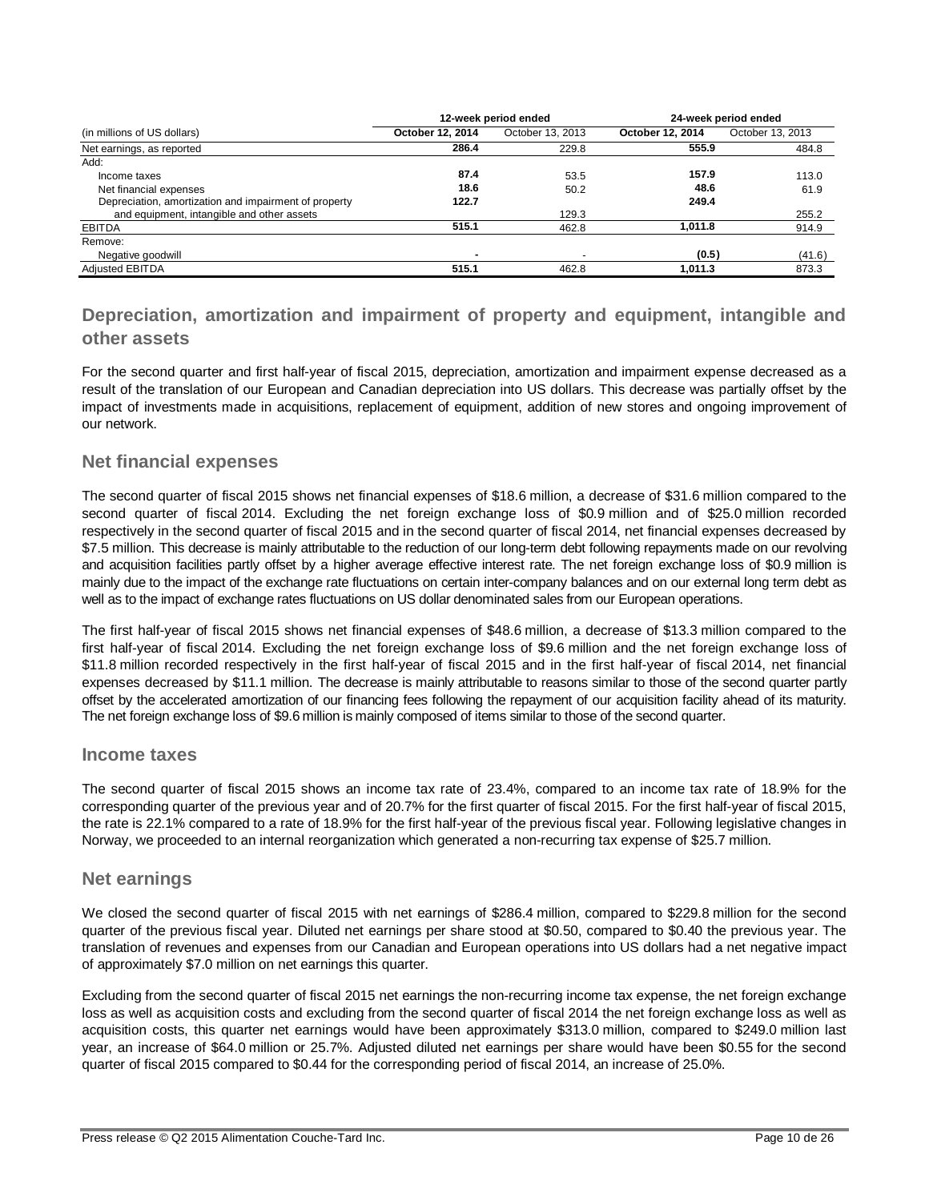| (in millions of US dollars) | 12-week period ended | | 24-week period ended | |
|---|---|---|---|---|
| | **October 12, 2014** | October 13, 2013 | **October 12, 2014** | October 13, 2013 |
| Net earnings, as reported | **286.4** | 229.8 | **555.9** | 484.8 |
| Add: | | | | |
| Income taxes | **87.4** | 53.5 | **157.9** | 113.0 |
| Net financial expenses | **18.6** | 50.2 | **48.6** | 61.9 |
| Depreciation, amortization and impairment of property and equipment, intangible and other assets | **122.7** | 129.3 | **249.4** | 255.2 |
| EBITDA | **515.1** | 462.8 | **1,011.8** | 914.9 |
| Remove: | | | | |
| Negative goodwill | **-** | - | **(0.5)** | (41.6) |
| Adjusted EBITDA | **515.1** | 462.8 | **1,011.3** | 873.3 |

## Depreciation, amortization and impairment of property and equipment, intangible and other assets

For the second quarter and first half-year of fiscal 2015, depreciation, amortization and impairment expense decreased as a result of the translation of our European and Canadian depreciation into US dollars. This decrease was partially offset by the impact of investments made in acquisitions, replacement of equipment, addition of new stores and ongoing improvement of our network.

## Net financial expenses

The second quarter of fiscal 2015 shows net financial expenses of $18.6 million, a decrease of $31.6 million compared to the second quarter of fiscal 2014. Excluding the net foreign exchange loss of $0.9 million and of $25.0 million recorded respectively in the second quarter of fiscal 2015 and in the second quarter of fiscal 2014, net financial expenses decreased by $7.5 million. This decrease is mainly attributable to the reduction of our long-term debt following repayments made on our revolving and acquisition facilities partly offset by a higher average effective interest rate. The net foreign exchange loss of $0.9 million is mainly due to the impact of the exchange rate fluctuations on certain inter-company balances and on our external long term debt as well as to the impact of exchange rates fluctuations on US dollar denominated sales from our European operations.

The first half-year of fiscal 2015 shows net financial expenses of $48.6 million, a decrease of $13.3 million compared to the first half-year of fiscal 2014. Excluding the net foreign exchange loss of $9.6 million and the net foreign exchange loss of $11.8 million recorded respectively in the first half-year of fiscal 2015 and in the first half-year of fiscal 2014, net financial expenses decreased by $11.1 million. The decrease is mainly attributable to reasons similar to those of the second quarter partly offset by the accelerated amortization of our financing fees following the repayment of our acquisition facility ahead of its maturity. The net foreign exchange loss of $9.6 million is mainly composed of items similar to those of the second quarter.

## Income taxes

The second quarter of fiscal 2015 shows an income tax rate of 23.4%, compared to an income tax rate of 18.9% for the corresponding quarter of the previous year and of 20.7% for the first quarter of fiscal 2015. For the first half-year of fiscal 2015, the rate is 22.1% compared to a rate of 18.9% for the first half-year of the previous fiscal year. Following legislative changes in Norway, we proceeded to an internal reorganization which generated a non-recurring tax expense of $25.7 million.

## Net earnings

We closed the second quarter of fiscal 2015 with net earnings of $286.4 million, compared to $229.8 million for the second quarter of the previous fiscal year. Diluted net earnings per share stood at $0.50, compared to $0.40 the previous year. The translation of revenues and expenses from our Canadian and European operations into US dollars had a net negative impact of approximately $7.0 million on net earnings this quarter.

Excluding from the second quarter of fiscal 2015 net earnings the non-recurring income tax expense, the net foreign exchange loss as well as acquisition costs and excluding from the second quarter of fiscal 2014 the net foreign exchange loss as well as acquisition costs, this quarter net earnings would have been approximately $313.0 million, compared to $249.0 million last year, an increase of $64.0 million or 25.7%. Adjusted diluted net earnings per share would have been $0.55 for the second quarter of fiscal 2015 compared to $0.44 for the corresponding period of fiscal 2014, an increase of 25.0%.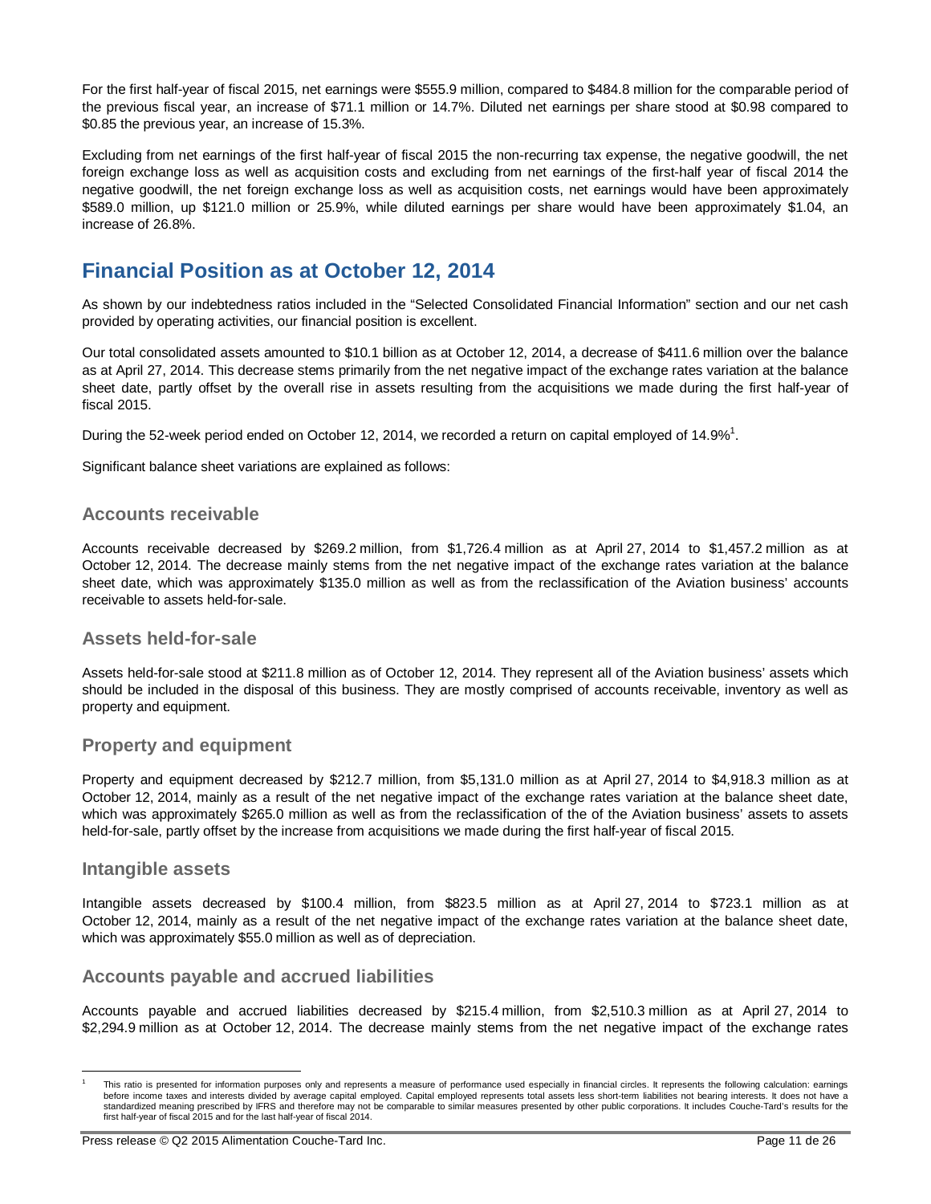For the first half-year of fiscal 2015, net earnings were $555.9 million, compared to $484.8 million for the comparable period of the previous fiscal year, an increase of $71.1 million or 14.7%. Diluted net earnings per share stood at $0.98 compared to $0.85 the previous year, an increase of 15.3%.

Excluding from net earnings of the first half-year of fiscal 2015 the non-recurring tax expense, the negative goodwill, the net foreign exchange loss as well as acquisition costs and excluding from net earnings of the first-half year of fiscal 2014 the negative goodwill, the net foreign exchange loss as well as acquisition costs, net earnings would have been approximately $589.0 million, up $121.0 million or 25.9%, while diluted earnings per share would have been approximately $1.04, an increase of 26.8%.

# Financial Position as at October 12, 2014

As shown by our indebtedness ratios included in the "Selected Consolidated Financial Information" section and our net cash provided by operating activities, our financial position is excellent.

Our total consolidated assets amounted to $10.1 billion as at October 12, 2014, a decrease of $411.6 million over the balance as at April 27, 2014. This decrease stems primarily from the net negative impact of the exchange rates variation at the balance sheet date, partly offset by the overall rise in assets resulting from the acquisitions we made during the first half-year of fiscal 2015.

During the 52-week period ended on October 12, 2014, we recorded a return on capital employed of 14.9%[1].

Significant balance sheet variations are explained as follows:

## Accounts receivable

Accounts receivable decreased by $269.2 million, from $1,726.4 million as at April 27, 2014 to $1,457.2 million as at October 12, 2014. The decrease mainly stems from the net negative impact of the exchange rates variation at the balance sheet date, which was approximately $135.0 million as well as from the reclassification of the Aviation business' accounts receivable to assets held-for-sale.

## Assets held-for-sale

Assets held-for-sale stood at $211.8 million as of October 12, 2014. They represent all of the Aviation business' assets which should be included in the disposal of this business. They are mostly comprised of accounts receivable, inventory as well as property and equipment.

## Property and equipment

Property and equipment decreased by $212.7 million, from $5,131.0 million as at April 27, 2014 to $4,918.3 million as at October 12, 2014, mainly as a result of the net negative impact of the exchange rates variation at the balance sheet date, which was approximately $265.0 million as well as from the reclassification of the of the Aviation business' assets to assets held-for-sale, partly offset by the increase from acquisitions we made during the first half-year of fiscal 2015.

## Intangible assets

Intangible assets decreased by $100.4 million, from $823.5 million as at April 27, 2014 to $723.1 million as at October 12, 2014, mainly as a result of the net negative impact of the exchange rates variation at the balance sheet date, which was approximately $55.0 million as well as of depreciation.

## Accounts payable and accrued liabilities

Accounts payable and accrued liabilities decreased by $215.4 million, from $2,510.3 million as at April 27, 2014 to $2,294.9 million as at October 12, 2014. The decrease mainly stems from the net negative impact of the exchange rates

[1] This ratio is presented for information purposes only and represents a measure of performance used especially in financial circles. It represents the following calculation: earnings before income taxes and interests divided by average capital employed. Capital employed represents total assets less short-term liabilities not bearing interests. It does not have a standardized meaning prescribed by IFRS and therefore may not be comparable to similar measures presented by other public corporations. It includes Couche-Tard's results for the first half-year of fiscal 2015 and for the last half-year of fiscal 2014.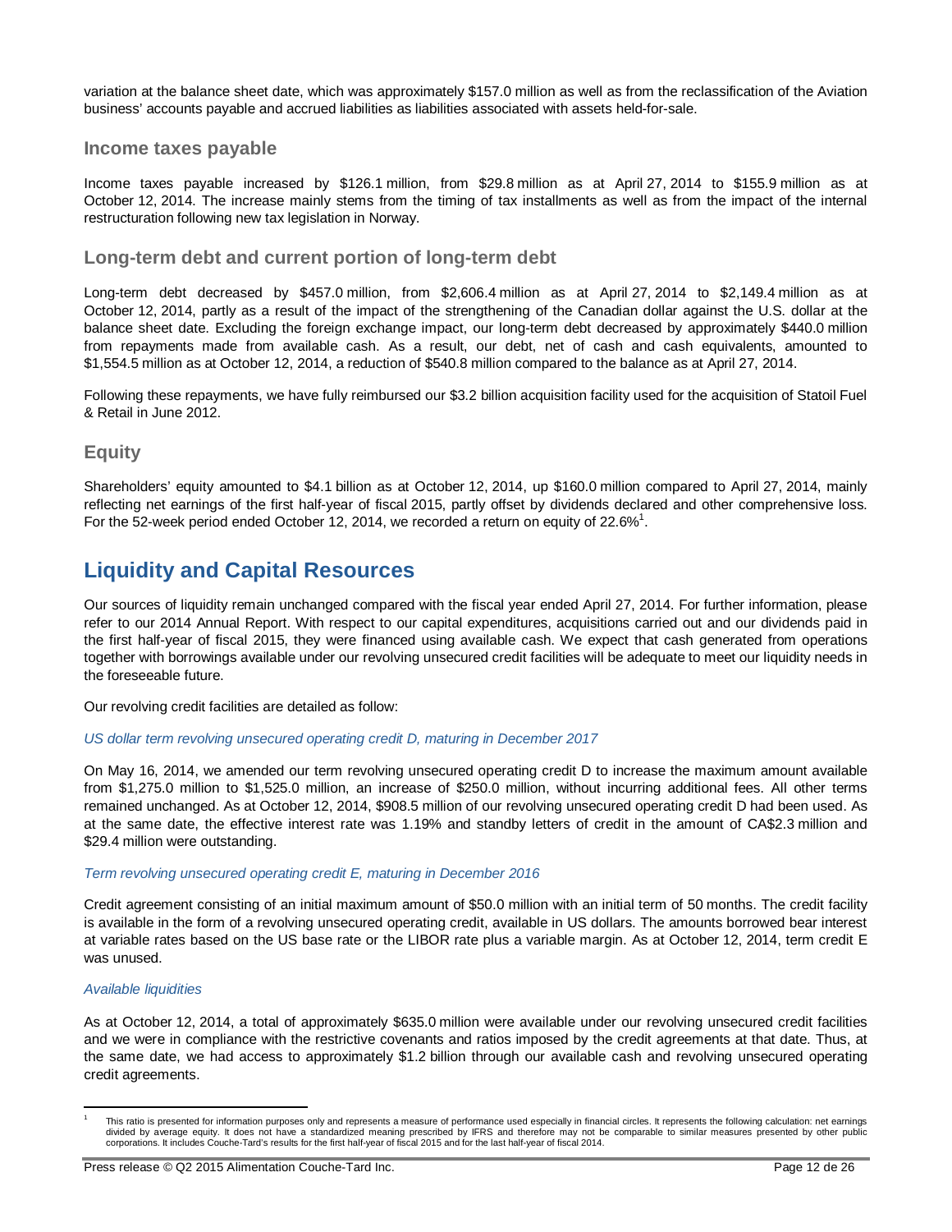variation at the balance sheet date, which was approximately $157.0 million as well as from the reclassification of the Aviation business' accounts payable and accrued liabilities as liabilities associated with assets held-for-sale.

### Income taxes payable

Income taxes payable increased by $126.1 million, from $29.8 million as at April 27, 2014 to $155.9 million as at October 12, 2014. The increase mainly stems from the timing of tax installments as well as from the impact of the internal restructuration following new tax legislation in Norway.

### Long-term debt and current portion of long-term debt

Long-term debt decreased by $457.0 million, from $2,606.4 million as at April 27, 2014 to $2,149.4 million as at October 12, 2014, partly as a result of the impact of the strengthening of the Canadian dollar against the U.S. dollar at the balance sheet date. Excluding the foreign exchange impact, our long-term debt decreased by approximately $440.0 million from repayments made from available cash. As a result, our debt, net of cash and cash equivalents, amounted to $1,554.5 million as at October 12, 2014, a reduction of $540.8 million compared to the balance as at April 27, 2014.

Following these repayments, we have fully reimbursed our $3.2 billion acquisition facility used for the acquisition of Statoil Fuel & Retail in June 2012.

### Equity

Shareholders' equity amounted to $4.1 billion as at October 12, 2014, up $160.0 million compared to April 27, 2014, mainly reflecting net earnings of the first half-year of fiscal 2015, partly offset by dividends declared and other comprehensive loss. For the 52-week period ended October 12, 2014, we recorded a return on equity of 22.6%[1].

## Liquidity and Capital Resources

Our sources of liquidity remain unchanged compared with the fiscal year ended April 27, 2014. For further information, please refer to our 2014 Annual Report. With respect to our capital expenditures, acquisitions carried out and our dividends paid in the first half-year of fiscal 2015, they were financed using available cash. We expect that cash generated from operations together with borrowings available under our revolving unsecured credit facilities will be adequate to meet our liquidity needs in the foreseeable future.

Our revolving credit facilities are detailed as follow:

*US dollar term revolving unsecured operating credit D, maturing in December 2017*

On May 16, 2014, we amended our term revolving unsecured operating credit D to increase the maximum amount available from $1,275.0 million to $1,525.0 million, an increase of $250.0 million, without incurring additional fees. All other terms remained unchanged. As at October 12, 2014, $908.5 million of our revolving unsecured operating credit D had been used. As at the same date, the effective interest rate was 1.19% and standby letters of credit in the amount of CA$2.3 million and $29.4 million were outstanding.

*Term revolving unsecured operating credit E, maturing in December 2016*

Credit agreement consisting of an initial maximum amount of $50.0 million with an initial term of 50 months. The credit facility is available in the form of a revolving unsecured operating credit, available in US dollars. The amounts borrowed bear interest at variable rates based on the US base rate or the LIBOR rate plus a variable margin. As at October 12, 2014, term credit E was unused.

*Available liquidities*

As at October 12, 2014, a total of approximately $635.0 million were available under our revolving unsecured credit facilities and we were in compliance with the restrictive covenants and ratios imposed by the credit agreements at that date. Thus, at the same date, we had access to approximately $1.2 billion through our available cash and revolving unsecured operating credit agreements.

---

[1] This ratio is presented for information purposes only and represents a measure of performance used especially in financial circles. It represents the following calculation: net earnings divided by average equity. It does not have a standardized meaning prescribed by IFRS and therefore may not be comparable to similar measures presented by other public corporations. It includes Couche-Tard's results for the first half-year of fiscal 2015 and for the last half-year of fiscal 2014.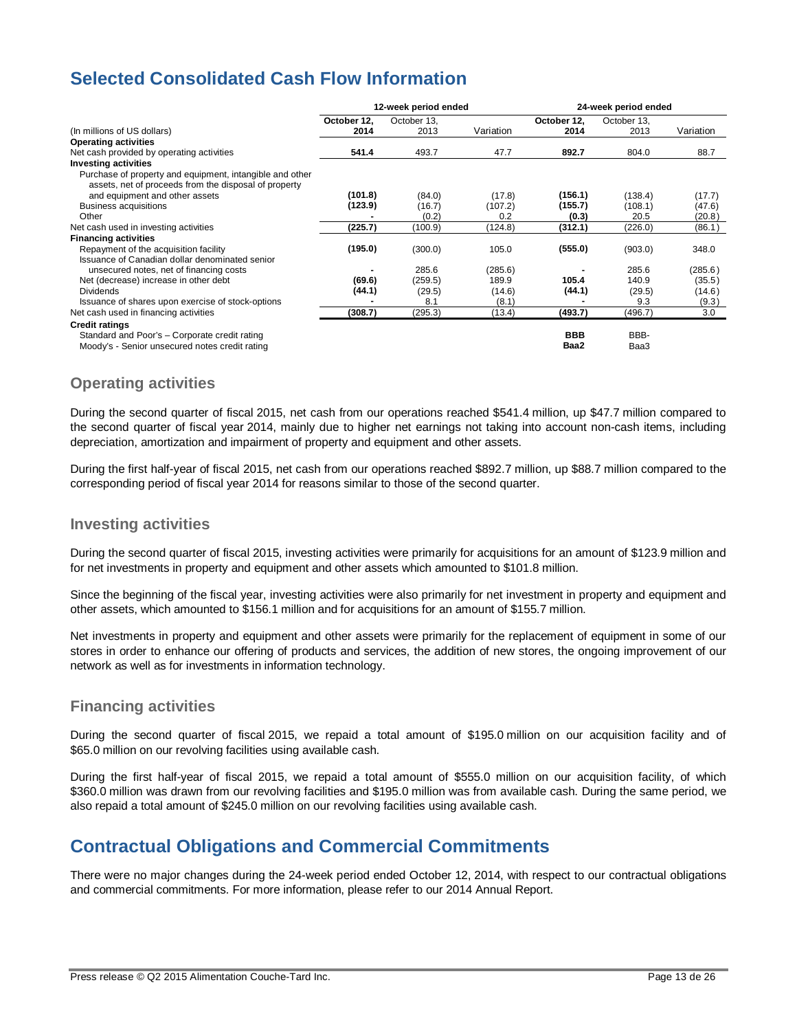# Selected Consolidated Cash Flow Information

| (In millions of US dollars) | 12-week period ended | | | 24-week period ended | | |
|---|---|---|---|---|---|---|
| | **October 12, 2014** | October 13, 2013 | Variation | **October 12, 2014** | October 13, 2013 | Variation |
| **Operating activities** | | | | | | |
| Net cash provided by operating activities | **541.4** | 493.7 | 47.7 | **892.7** | 804.0 | 88.7 |
| **Investing activities** | | | | | | |
| Purchase of property and equipment, intangible and other assets, net of proceeds from the disposal of property and equipment and other assets | **(101.8)** | (84.0) | (17.8) | **(156.1)** | (138.4) | (17.7) |
| Business acquisitions | **(123.9)** | (16.7) | (107.2) | **(155.7)** | (108.1) | (47.6) |
| Other | **-** | (0.2) | 0.2 | **(0.3)** | 20.5 | (20.8) |
| Net cash used in investing activities | **(225.7)** | (100.9) | (124.8) | **(312.1)** | (226.0) | (86.1) |
| **Financing activities** | | | | | | |
| Repayment of the acquisition facility | **(195.0)** | (300.0) | 105.0 | **(555.0)** | (903.0) | 348.0 |
| Issuance of Canadian dollar denominated senior unsecured notes, net of financing costs | **-** | 285.6 | (285.6) | **-** | 285.6 | (285.6) |
| Net (decrease) increase in other debt | **(69.6)** | (259.5) | 189.9 | **105.4** | 140.9 | (35.5) |
| Dividends | **(44.1)** | (29.5) | (14.6) | **(44.1)** | (29.5) | (14.6) |
| Issuance of shares upon exercise of stock-options | **-** | 8.1 | (8.1) | **-** | 9.3 | (9.3) |
| Net cash used in financing activities | **(308.7)** | (295.3) | (13.4) | **(493.7)** | (496.7) | 3.0 |
| **Credit ratings** | | | | | | |
| Standard and Poor's – Corporate credit rating | | | | **BBB** | BBB- | |
| Moody's - Senior unsecured notes credit rating | | | | **Baa2** | Baa3 | |

## Operating activities

During the second quarter of fiscal 2015, net cash from our operations reached $541.4 million, up $47.7 million compared to the second quarter of fiscal year 2014, mainly due to higher net earnings not taking into account non-cash items, including depreciation, amortization and impairment of property and equipment and other assets.

During the first half-year of fiscal 2015, net cash from our operations reached $892.7 million, up $88.7 million compared to the corresponding period of fiscal year 2014 for reasons similar to those of the second quarter.

## Investing activities

During the second quarter of fiscal 2015, investing activities were primarily for acquisitions for an amount of $123.9 million and for net investments in property and equipment and other assets which amounted to $101.8 million.

Since the beginning of the fiscal year, investing activities were also primarily for net investment in property and equipment and other assets, which amounted to $156.1 million and for acquisitions for an amount of $155.7 million.

Net investments in property and equipment and other assets were primarily for the replacement of equipment in some of our stores in order to enhance our offering of products and services, the addition of new stores, the ongoing improvement of our network as well as for investments in information technology.

## Financing activities

During the second quarter of fiscal 2015, we repaid a total amount of $195.0 million on our acquisition facility and of $65.0 million on our revolving facilities using available cash.

During the first half-year of fiscal 2015, we repaid a total amount of $555.0 million on our acquisition facility, of which $360.0 million was drawn from our revolving facilities and $195.0 million was from available cash. During the same period, we also repaid a total amount of $245.0 million on our revolving facilities using available cash.

# Contractual Obligations and Commercial Commitments

There were no major changes during the 24-week period ended October 12, 2014, with respect to our contractual obligations and commercial commitments. For more information, please refer to our 2014 Annual Report.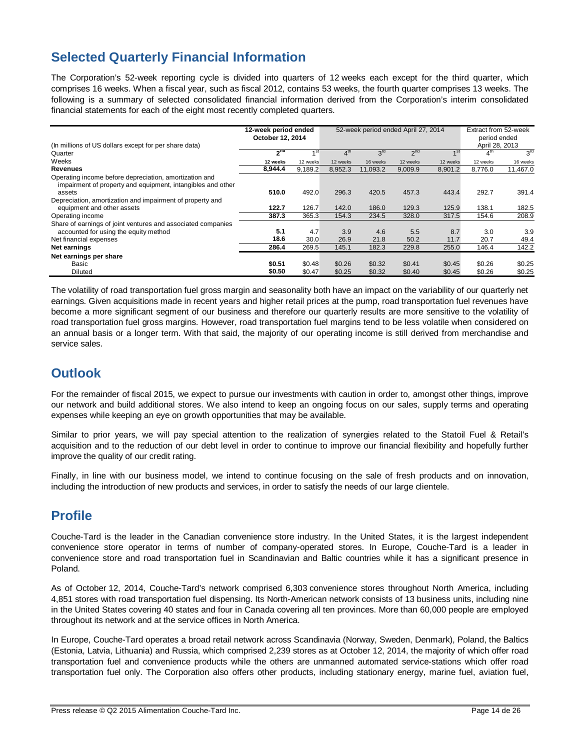## Selected Quarterly Financial Information

The Corporation's 52-week reporting cycle is divided into quarters of 12 weeks each except for the third quarter, which comprises 16 weeks. When a fiscal year, such as fiscal 2012, contains 53 weeks, the fourth quarter comprises 13 weeks. The following is a summary of selected consolidated financial information derived from the Corporation's interim consolidated financial statements for each of the eight most recently completed quarters.

| (In millions of US dollars except for per share data) | 12-week period ended October 12, 2014 | 52-week period ended April 27, 2014 | | | | Extract from 52-week period ended April 28, 2013 | |
|---|---|---|---|---|---|---|---|
| Quarter | 2nd | 1st | 4th | 3rd | 2nd | 1st | 4th | 3rd |
| Weeks | 12 weeks | 12 weeks | 12 weeks | 16 weeks | 12 weeks | 12 weeks | 12 weeks | 16 weeks |
| **Revenues** | **8,944.4** | 9,189.2 | 8,952.3 | 11,093.2 | 9,009.9 | 8,901.2 | 8,776.0 | 11,467.0 |
| Operating income before depreciation, amortization and impairment of property and equipment, intangibles and other assets | **510.0** | 492.0 | 296.3 | 420.5 | 457.3 | 443.4 | 292.7 | 391.4 |
| Depreciation, amortization and impairment of property and equipment and other assets | **122.7** | 126.7 | 142.0 | 186.0 | 129.3 | 125.9 | 138.1 | 182.5 |
| Operating income | **387.3** | 365.3 | 154.3 | 234.5 | 328.0 | 317.5 | 154.6 | 208.9 |
| Share of earnings of joint ventures and associated companies accounted for using the equity method | **5.1** | 4.7 | 3.9 | 4.6 | 5.5 | 8.7 | 3.0 | 3.9 |
| Net financial expenses | **18.6** | 30.0 | 26.9 | 21.8 | 50.2 | 11.7 | 20.7 | 49.4 |
| **Net earnings** | **286.4** | 269.5 | 145.1 | 182.3 | 229.8 | 255.0 | 146.4 | 142.2 |
| **Net earnings per share** | | | | | | | | |
| Basic | **$0.51** | $0.48 | $0.26 | $0.32 | $0.41 | $0.45 | $0.26 | $0.25 |
| Diluted | **$0.50** | $0.47 | $0.25 | $0.32 | $0.40 | $0.45 | $0.26 | $0.25 |

The volatility of road transportation fuel gross margin and seasonality both have an impact on the variability of our quarterly net earnings. Given acquisitions made in recent years and higher retail prices at the pump, road transportation fuel revenues have become a more significant segment of our business and therefore our quarterly results are more sensitive to the volatility of road transportation fuel gross margins. However, road transportation fuel margins tend to be less volatile when considered on an annual basis or a longer term. With that said, the majority of our operating income is still derived from merchandise and service sales.

## Outlook

For the remainder of fiscal 2015, we expect to pursue our investments with caution in order to, amongst other things, improve our network and build additional stores. We also intend to keep an ongoing focus on our sales, supply terms and operating expenses while keeping an eye on growth opportunities that may be available.

Similar to prior years, we will pay special attention to the realization of synergies related to the Statoil Fuel & Retail's acquisition and to the reduction of our debt level in order to continue to improve our financial flexibility and hopefully further improve the quality of our credit rating.

Finally, in line with our business model, we intend to continue focusing on the sale of fresh products and on innovation, including the introduction of new products and services, in order to satisfy the needs of our large clientele.

## Profile

Couche-Tard is the leader in the Canadian convenience store industry. In the United States, it is the largest independent convenience store operator in terms of number of company-operated stores. In Europe, Couche-Tard is a leader in convenience store and road transportation fuel in Scandinavian and Baltic countries while it has a significant presence in Poland.

As of October 12, 2014, Couche-Tard's network comprised 6,303 convenience stores throughout North America, including 4,851 stores with road transportation fuel dispensing. Its North-American network consists of 13 business units, including nine in the United States covering 40 states and four in Canada covering all ten provinces. More than 60,000 people are employed throughout its network and at the service offices in North America.

In Europe, Couche-Tard operates a broad retail network across Scandinavia (Norway, Sweden, Denmark), Poland, the Baltics (Estonia, Latvia, Lithuania) and Russia, which comprised 2,239 stores as at October 12, 2014, the majority of which offer road transportation fuel and convenience products while the others are unmanned automated service-stations which offer road transportation fuel only. The Corporation also offers other products, including stationary energy, marine fuel, aviation fuel,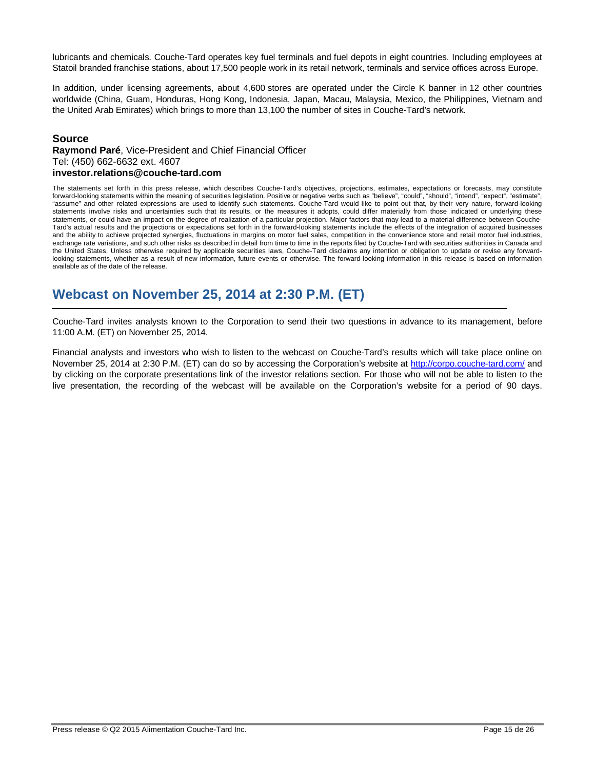lubricants and chemicals. Couche-Tard operates key fuel terminals and fuel depots in eight countries. Including employees at Statoil branded franchise stations, about 17,500 people work in its retail network, terminals and service offices across Europe.

In addition, under licensing agreements, about 4,600 stores are operated under the Circle K banner in 12 other countries worldwide (China, Guam, Honduras, Hong Kong, Indonesia, Japan, Macau, Malaysia, Mexico, the Philippines, Vietnam and the United Arab Emirates) which brings to more than 13,100 the number of sites in Couche-Tard's network.

### Source

**Raymond Paré**, Vice-President and Chief Financial Officer
Tel: (450) 662-6632 ext. 4607
**investor.relations@couche-tard.com**

The statements set forth in this press release, which describes Couche-Tard's objectives, projections, estimates, expectations or forecasts, may constitute forward-looking statements within the meaning of securities legislation. Positive or negative verbs such as "believe", "could", "should", "intend", "expect", "estimate", "assume" and other related expressions are used to identify such statements. Couche-Tard would like to point out that, by their very nature, forward-looking statements involve risks and uncertainties such that its results, or the measures it adopts, could differ materially from those indicated or underlying these statements, or could have an impact on the degree of realization of a particular projection. Major factors that may lead to a material difference between Couche-Tard's actual results and the projections or expectations set forth in the forward-looking statements include the effects of the integration of acquired businesses and the ability to achieve projected synergies, fluctuations in margins on motor fuel sales, competition in the convenience store and retail motor fuel industries, exchange rate variations, and such other risks as described in detail from time to time in the reports filed by Couche-Tard with securities authorities in Canada and the United States. Unless otherwise required by applicable securities laws, Couche-Tard disclaims any intention or obligation to update or revise any forward-looking statements, whether as a result of new information, future events or otherwise. The forward-looking information in this release is based on information available as of the date of the release.

## Webcast on November 25, 2014 at 2:30 P.M. (ET)

Couche-Tard invites analysts known to the Corporation to send their two questions in advance to its management, before 11:00 A.M. (ET) on November 25, 2014.

Financial analysts and investors who wish to listen to the webcast on Couche-Tard's results which will take place online on November 25, 2014 at 2:30 P.M. (ET) can do so by accessing the Corporation's website at http://corpo.couche-tard.com/ and by clicking on the corporate presentations link of the investor relations section. For those who will not be able to listen to the live presentation, the recording of the webcast will be available on the Corporation's website for a period of 90 days.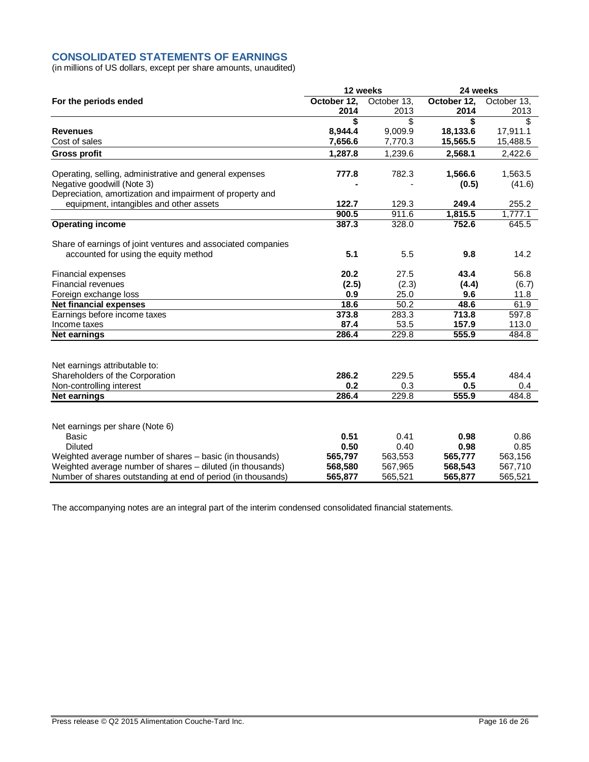## CONSOLIDATED STATEMENTS OF EARNINGS

(in millions of US dollars, except per share amounts, unaudited)

| | 12 weeks | | 24 weeks | |
|---|---|---|---|---|
| **For the periods ended** | **October 12, 2014** | October 13, 2013 | **October 12, 2014** | October 13, 2013 |
| | **$** | $ | **$** | $ |
| **Revenues** | **8,944.4** | 9,009.9 | **18,133.6** | 17,911.1 |
| Cost of sales | **7,656.6** | 7,770.3 | **15,565.5** | 15,488.5 |
| **Gross profit** | **1,287.8** | 1,239.6 | **2,568.1** | 2,422.6 |
| Operating, selling, administrative and general expenses | **777.8** | 782.3 | **1,566.6** | 1,563.5 |
| Negative goodwill (Note 3) | **-** | - | **(0.5)** | (41.6) |
| Depreciation, amortization and impairment of property and equipment, intangibles and other assets | **122.7** | 129.3 | **249.4** | 255.2 |
| | **900.5** | 911.6 | **1,815.5** | 1,777.1 |
| **Operating income** | **387.3** | 328.0 | **752.6** | 645.5 |
| Share of earnings of joint ventures and associated companies accounted for using the equity method | **5.1** | 5.5 | **9.8** | 14.2 |
| Financial expenses | **20.2** | 27.5 | **43.4** | 56.8 |
| Financial revenues | **(2.5)** | (2.3) | **(4.4)** | (6.7) |
| Foreign exchange loss | **0.9** | 25.0 | **9.6** | 11.8 |
| **Net financial expenses** | **18.6** | 50.2 | **48.6** | 61.9 |
| Earnings before income taxes | **373.8** | 283.3 | **713.8** | 597.8 |
| Income taxes | **87.4** | 53.5 | **157.9** | 113.0 |
| **Net earnings** | **286.4** | 229.8 | **555.9** | 484.8 |
| Net earnings attributable to: | | | | |
| Shareholders of the Corporation | **286.2** | 229.5 | **555.4** | 484.4 |
| Non-controlling interest | **0.2** | 0.3 | **0.5** | 0.4 |
| **Net earnings** | **286.4** | 229.8 | **555.9** | 484.8 |
| Net earnings per share (Note 6) | | | | |
| Basic | **0.51** | 0.41 | **0.98** | 0.86 |
| Diluted | **0.50** | 0.40 | **0.98** | 0.85 |
| Weighted average number of shares – basic (in thousands) | **565,797** | 563,553 | **565,777** | 563,156 |
| Weighted average number of shares – diluted (in thousands) | **568,580** | 567,965 | **568,543** | 567,710 |
| Number of shares outstanding at end of period (in thousands) | **565,877** | 565,521 | **565,877** | 565,521 |

The accompanying notes are an integral part of the interim condensed consolidated financial statements.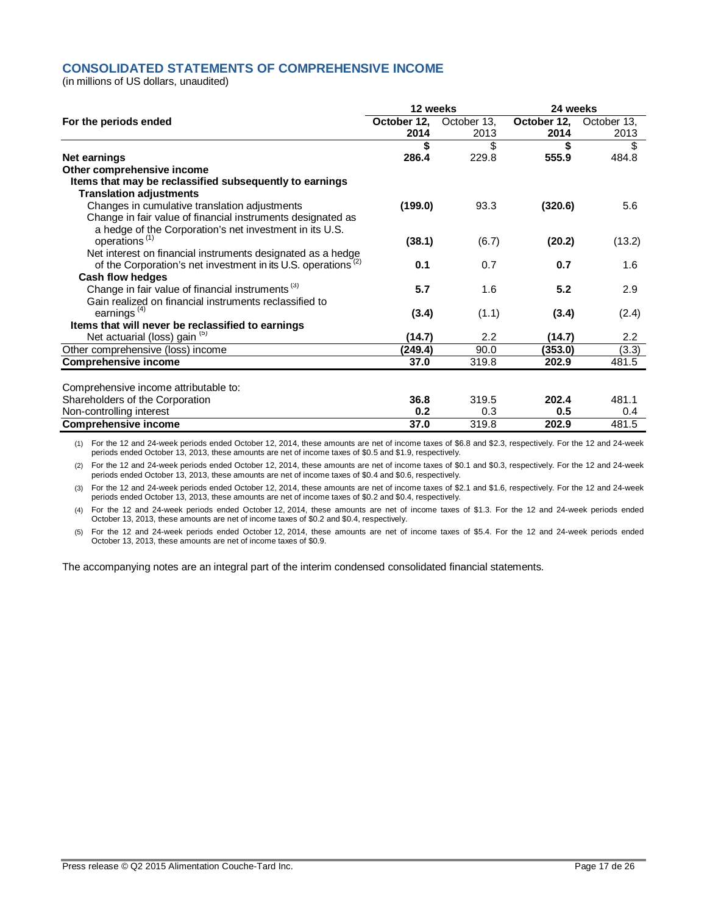## CONSOLIDATED STATEMENTS OF COMPREHENSIVE INCOME

(in millions of US dollars, unaudited)

| | 12 weeks | | 24 weeks | |
|---|---|---|---|---|
| **For the periods ended** | **October 12, 2014** | October 13, 2013 | **October 12, 2014** | October 13, 2013 |
| | **$** | $ | **$** | $ |
| **Net earnings** | **286.4** | 229.8 | **555.9** | 484.8 |
| **Other comprehensive income** | | | | |
| **Items that may be reclassified subsequently to earnings** | | | | |
| **Translation adjustments** | | | | |
| Changes in cumulative translation adjustments | **(199.0)** | 93.3 | **(320.6)** | 5.6 |
| Change in fair value of financial instruments designated as a hedge of the Corporation's net investment in its U.S. operations [1] | **(38.1)** | (6.7) | **(20.2)** | (13.2) |
| Net interest on financial instruments designated as a hedge of the Corporation's net investment in its U.S. operations [2] | **0.1** | 0.7 | **0.7** | 1.6 |
| **Cash flow hedges** | | | | |
| Change in fair value of financial instruments [3] | **5.7** | 1.6 | **5.2** | 2.9 |
| Gain realized on financial instruments reclassified to earnings [4] | **(3.4)** | (1.1) | **(3.4)** | (2.4) |
| **Items that will never be reclassified to earnings** | | | | |
| Net actuarial (loss) gain [5] | **(14.7)** | 2.2 | **(14.7)** | 2.2 |
| Other comprehensive (loss) income | **(249.4)** | 90.0 | **(353.0)** | (3.3) |
| **Comprehensive income** | **37.0** | 319.8 | **202.9** | 481.5 |
| | | | | |
| Comprehensive income attributable to: | | | | |
| Shareholders of the Corporation | **36.8** | 319.5 | **202.4** | 481.1 |
| Non-controlling interest | **0.2** | 0.3 | **0.5** | 0.4 |
| **Comprehensive income** | **37.0** | 319.8 | **202.9** | 481.5 |

(1) For the 12 and 24-week periods ended October 12, 2014, these amounts are net of income taxes of $6.8 and $2.3, respectively. For the 12 and 24-week periods ended October 13, 2013, these amounts are net of income taxes of $0.5 and $1.9, respectively.

(2) For the 12 and 24-week periods ended October 12, 2014, these amounts are net of income taxes of $0.1 and $0.3, respectively. For the 12 and 24-week periods ended October 13, 2013, these amounts are net of income taxes of $0.4 and $0.6, respectively.

(3) For the 12 and 24-week periods ended October 12, 2014, these amounts are net of income taxes of $2.1 and $1.6, respectively. For the 12 and 24-week periods ended October 13, 2013, these amounts are net of income taxes of $0.2 and $0.4, respectively.

(4) For the 12 and 24-week periods ended October 12, 2014, these amounts are net of income taxes of $1.3. For the 12 and 24-week periods ended October 13, 2013, these amounts are net of income taxes of $0.2 and $0.4, respectively.

(5) For the 12 and 24-week periods ended October 12, 2014, these amounts are net of income taxes of $5.4. For the 12 and 24-week periods ended October 13, 2013, these amounts are net of income taxes of $0.9.

The accompanying notes are an integral part of the interim condensed consolidated financial statements.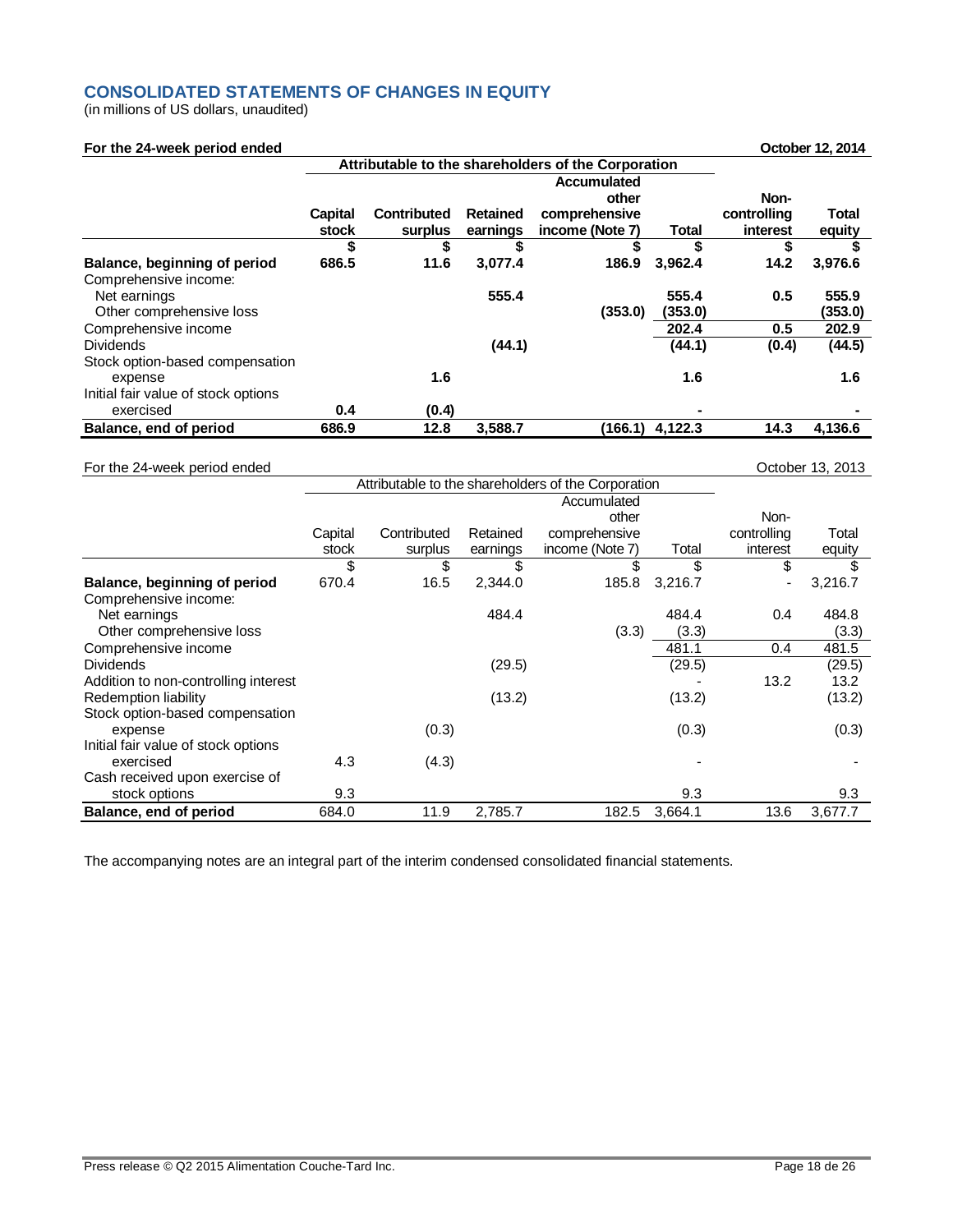## CONSOLIDATED STATEMENTS OF CHANGES IN EQUITY

(in millions of US dollars, unaudited)

**For the 24-week period ended October 12, 2014**

| | Attributable to the shareholders of the Corporation | | | | | | |
|---|---|---|---|---|---|---|---|
| | **Capital stock** | **Contributed surplus** | **Retained earnings** | **Accumulated other comprehensive income (Note 7)** | **Total** | **Non-controlling interest** | **Total equity** |
| | **$** | **$** | **$** | **$** | **$** | **$** | **$** |
| **Balance, beginning of period** | **686.5** | **11.6** | **3,077.4** | **186.9** | **3,962.4** | **14.2** | **3,976.6** |
| Comprehensive income: | | | | | | | |
| Net earnings | | | **555.4** | | **555.4** | **0.5** | **555.9** |
| Other comprehensive loss | | | | **(353.0)** | **(353.0)** | | **(353.0)** |
| Comprehensive income | | | | | **202.4** | **0.5** | **202.9** |
| Dividends | | | **(44.1)** | | **(44.1)** | **(0.4)** | **(44.5)** |
| Stock option-based compensation expense | | **1.6** | | | **1.6** | | **1.6** |
| Initial fair value of stock options exercised | **0.4** | **(0.4)** | | | **-** | | **-** |
| **Balance, end of period** | **686.9** | **12.8** | **3,588.7** | **(166.1)** | **4,122.3** | **14.3** | **4,136.6** |

For the 24-week period ended October 13, 2013

| | Attributable to the shareholders of the Corporation | | | | | | |
|---|---|---|---|---|---|---|---|
| | Capital stock | Contributed surplus | Retained earnings | Accumulated other comprehensive income (Note 7) | Total | Non-controlling interest | Total equity |
| | $ | $ | $ | $ | $ | $ | $ |
| **Balance, beginning of period** | 670.4 | 16.5 | 2,344.0 | 185.8 | 3,216.7 | - | 3,216.7 |
| Comprehensive income: | | | | | | | |
| Net earnings | | | 484.4 | | 484.4 | 0.4 | 484.8 |
| Other comprehensive loss | | | | (3.3) | (3.3) | | (3.3) |
| Comprehensive income | | | | | 481.1 | 0.4 | 481.5 |
| Dividends | | | (29.5) | | (29.5) | | (29.5) |
| Addition to non-controlling interest | | | | | - | 13.2 | 13.2 |
| Redemption liability | | | (13.2) | | (13.2) | | (13.2) |
| Stock option-based compensation expense | | (0.3) | | | (0.3) | | (0.3) |
| Initial fair value of stock options exercised | 4.3 | (4.3) | | | - | | - |
| Cash received upon exercise of stock options | 9.3 | | | | 9.3 | | 9.3 |
| **Balance, end of period** | 684.0 | 11.9 | 2,785.7 | 182.5 | 3,664.1 | 13.6 | 3,677.7 |

The accompanying notes are an integral part of the interim condensed consolidated financial statements.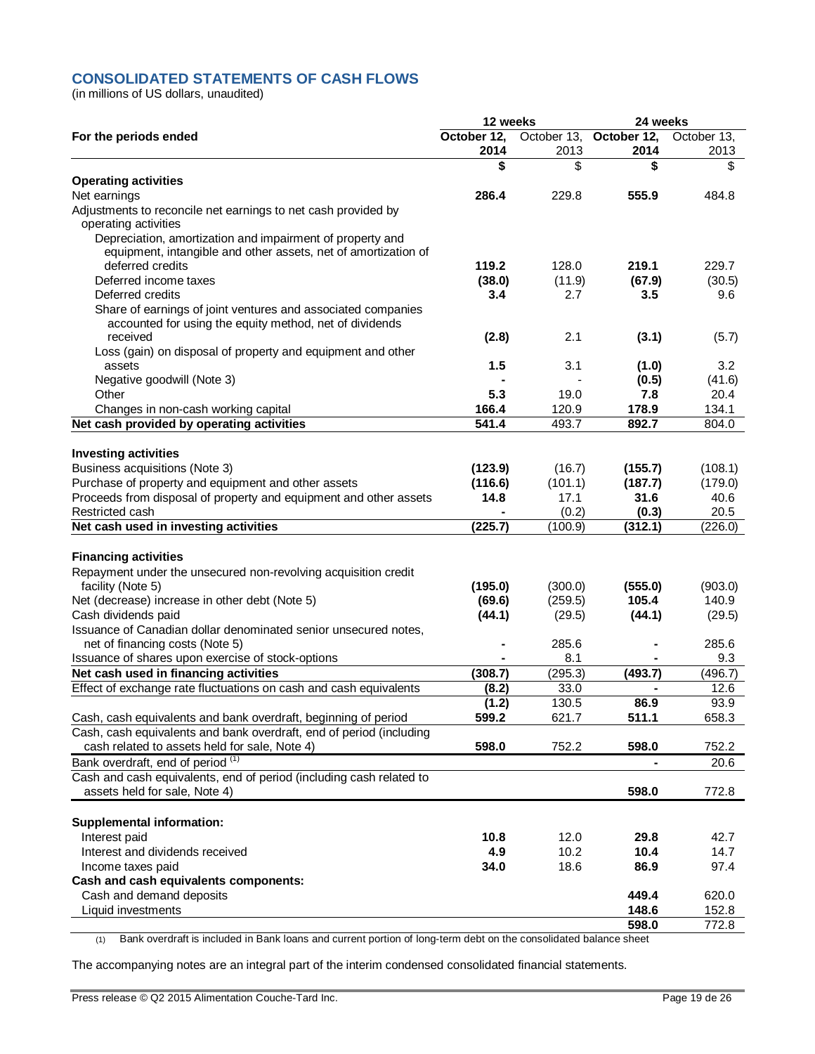## CONSOLIDATED STATEMENTS OF CASH FLOWS

(in millions of US dollars, unaudited)

| For the periods ended | 12 weeks October 12, 2014 | 12 weeks October 13, 2013 | 24 weeks October 12, 2014 | 24 weeks October 13, 2013 |
|---|---|---|---|---|
| | **$** | $ | **$** | $ |
| **Operating activities** | | | | |
| Net earnings | **286.4** | 229.8 | **555.9** | 484.8 |
| Adjustments to reconcile net earnings to net cash provided by operating activities | | | | |
| Depreciation, amortization and impairment of property and equipment, intangible and other assets, net of amortization of deferred credits | **119.2** | 128.0 | **219.1** | 229.7 |
| Deferred income taxes | **(38.0)** | (11.9) | **(67.9)** | (30.5) |
| Deferred credits | **3.4** | 2.7 | **3.5** | 9.6 |
| Share of earnings of joint ventures and associated companies accounted for using the equity method, net of dividends received | **(2.8)** | 2.1 | **(3.1)** | (5.7) |
| Loss (gain) on disposal of property and equipment and other assets | **1.5** | 3.1 | **(1.0)** | 3.2 |
| Negative goodwill (Note 3) | **-** | - | **(0.5)** | (41.6) |
| Other | **5.3** | 19.0 | **7.8** | 20.4 |
| Changes in non-cash working capital | **166.4** | 120.9 | **178.9** | 134.1 |
| **Net cash provided by operating activities** | **541.4** | 493.7 | **892.7** | 804.0 |
| **Investing activities** | | | | |
| Business acquisitions (Note 3) | **(123.9)** | (16.7) | **(155.7)** | (108.1) |
| Purchase of property and equipment and other assets | **(116.6)** | (101.1) | **(187.7)** | (179.0) |
| Proceeds from disposal of property and equipment and other assets | **14.8** | 17.1 | **31.6** | 40.6 |
| Restricted cash | **-** | (0.2) | **(0.3)** | 20.5 |
| **Net cash used in investing activities** | **(225.7)** | (100.9) | **(312.1)** | (226.0) |
| **Financing activities** | | | | |
| Repayment under the unsecured non-revolving acquisition credit facility (Note 5) | **(195.0)** | (300.0) | **(555.0)** | (903.0) |
| Net (decrease) increase in other debt (Note 5) | **(69.6)** | (259.5) | **105.4** | 140.9 |
| Cash dividends paid | **(44.1)** | (29.5) | **(44.1)** | (29.5) |
| Issuance of Canadian dollar denominated senior unsecured notes, net of financing costs (Note 5) | **-** | 285.6 | **-** | 285.6 |
| Issuance of shares upon exercise of stock-options | **-** | 8.1 | **-** | 9.3 |
| **Net cash used in financing activities** | **(308.7)** | (295.3) | **(493.7)** | (496.7) |
| Effect of exchange rate fluctuations on cash and cash equivalents | **(8.2)** | 33.0 | **-** | 12.6 |
| | **(1.2)** | 130.5 | **86.9** | 93.9 |
| Cash, cash equivalents and bank overdraft, beginning of period | **599.2** | 621.7 | **511.1** | 658.3 |
| Cash, cash equivalents and bank overdraft, end of period (including cash related to assets held for sale, Note 4) | **598.0** | 752.2 | **598.0** | 752.2 |
| Bank overdraft, end of period [(1)] | | | **-** | 20.6 |
| Cash and cash equivalents, end of period (including cash related to assets held for sale, Note 4) | | | **598.0** | 772.8 |
| **Supplemental information:** | | | | |
| Interest paid | **10.8** | 12.0 | **29.8** | 42.7 |
| Interest and dividends received | **4.9** | 10.2 | **10.4** | 14.7 |
| Income taxes paid | **34.0** | 18.6 | **86.9** | 97.4 |
| **Cash and cash equivalents components:** | | | | |
| Cash and demand deposits | | | **449.4** | 620.0 |
| Liquid investments | | | **148.6** | 152.8 |
| | | | **598.0** | 772.8 |

(1) Bank overdraft is included in Bank loans and current portion of long-term debt on the consolidated balance sheet

The accompanying notes are an integral part of the interim condensed consolidated financial statements.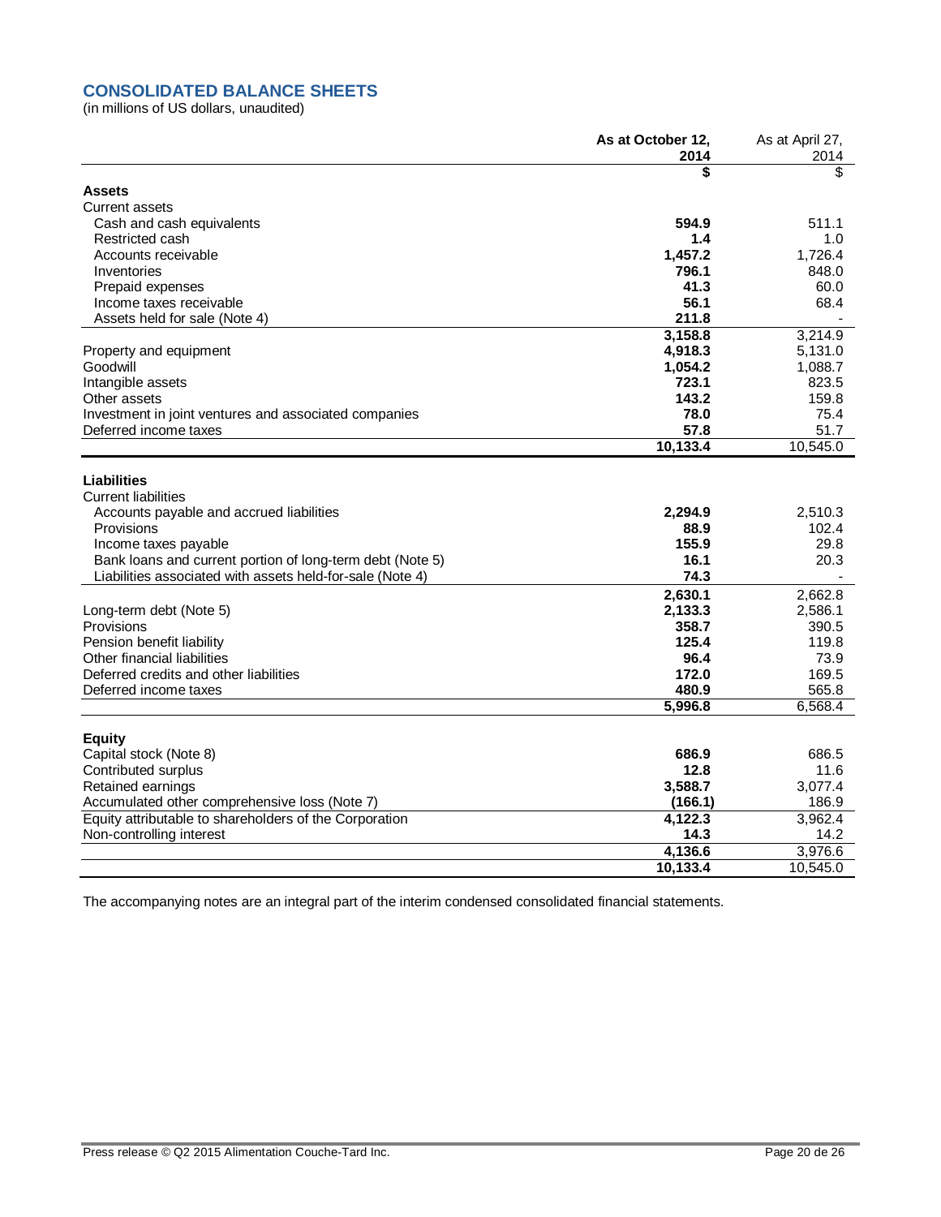## CONSOLIDATED BALANCE SHEETS

(in millions of US dollars, unaudited)

| | As at October 12, 2014 | As at April 27, 2014 |
|---|---|---|
| | $ | $ |
| **Assets** | | |
| Current assets | | |
| Cash and cash equivalents | **594.9** | 511.1 |
| Restricted cash | **1.4** | 1.0 |
| Accounts receivable | **1,457.2** | 1,726.4 |
| Inventories | **796.1** | 848.0 |
| Prepaid expenses | **41.3** | 60.0 |
| Income taxes receivable | **56.1** | 68.4 |
| Assets held for sale (Note 4) | **211.8** | - |
| | **3,158.8** | 3,214.9 |
| Property and equipment | **4,918.3** | 5,131.0 |
| Goodwill | **1,054.2** | 1,088.7 |
| Intangible assets | **723.1** | 823.5 |
| Other assets | **143.2** | 159.8 |
| Investment in joint ventures and associated companies | **78.0** | 75.4 |
| Deferred income taxes | **57.8** | 51.7 |
| | **10,133.4** | 10,545.0 |
| **Liabilities** | | |
| Current liabilities | | |
| Accounts payable and accrued liabilities | **2,294.9** | 2,510.3 |
| Provisions | **88.9** | 102.4 |
| Income taxes payable | **155.9** | 29.8 |
| Bank loans and current portion of long-term debt (Note 5) | **16.1** | 20.3 |
| Liabilities associated with assets held-for-sale (Note 4) | **74.3** | - |
| | **2,630.1** | 2,662.8 |
| Long-term debt (Note 5) | **2,133.3** | 2,586.1 |
| Provisions | **358.7** | 390.5 |
| Pension benefit liability | **125.4** | 119.8 |
| Other financial liabilities | **96.4** | 73.9 |
| Deferred credits and other liabilities | **172.0** | 169.5 |
| Deferred income taxes | **480.9** | 565.8 |
| | **5,996.8** | 6,568.4 |
| **Equity** | | |
| Capital stock (Note 8) | **686.9** | 686.5 |
| Contributed surplus | **12.8** | 11.6 |
| Retained earnings | **3,588.7** | 3,077.4 |
| Accumulated other comprehensive loss (Note 7) | **(166.1)** | 186.9 |
| Equity attributable to shareholders of the Corporation | **4,122.3** | 3,962.4 |
| Non-controlling interest | **14.3** | 14.2 |
| | **4,136.6** | 3,976.6 |
| | **10,133.4** | 10,545.0 |

The accompanying notes are an integral part of the interim condensed consolidated financial statements.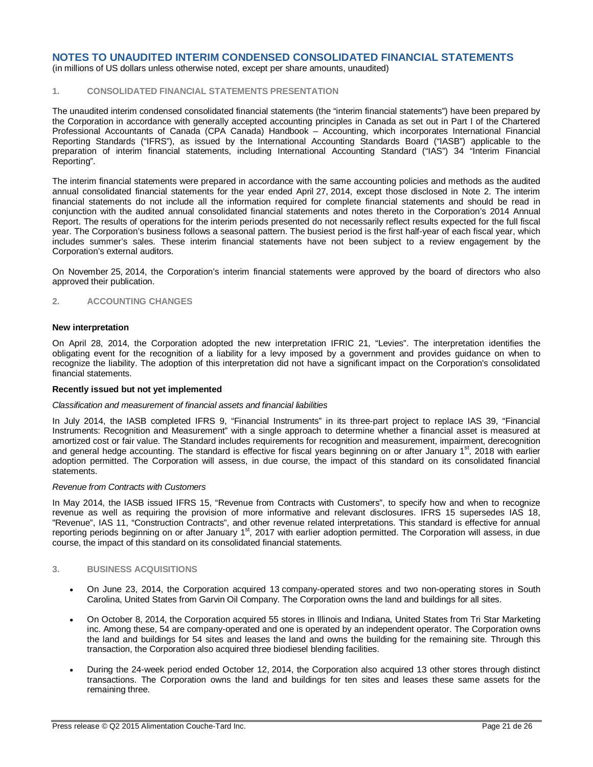# NOTES TO UNAUDITED INTERIM CONDENSED CONSOLIDATED FINANCIAL STATEMENTS

(in millions of US dollars unless otherwise noted, except per share amounts, unaudited)

## 1. CONSOLIDATED FINANCIAL STATEMENTS PRESENTATION

The unaudited interim condensed consolidated financial statements (the "interim financial statements") have been prepared by the Corporation in accordance with generally accepted accounting principles in Canada as set out in Part I of the Chartered Professional Accountants of Canada (CPA Canada) Handbook – Accounting, which incorporates International Financial Reporting Standards ("IFRS"), as issued by the International Accounting Standards Board ("IASB") applicable to the preparation of interim financial statements, including International Accounting Standard ("IAS") 34 "Interim Financial Reporting".

The interim financial statements were prepared in accordance with the same accounting policies and methods as the audited annual consolidated financial statements for the year ended April 27, 2014, except those disclosed in Note 2. The interim financial statements do not include all the information required for complete financial statements and should be read in conjunction with the audited annual consolidated financial statements and notes thereto in the Corporation's 2014 Annual Report. The results of operations for the interim periods presented do not necessarily reflect results expected for the full fiscal year. The Corporation's business follows a seasonal pattern. The busiest period is the first half-year of each fiscal year, which includes summer's sales. These interim financial statements have not been subject to a review engagement by the Corporation's external auditors.

On November 25, 2014, the Corporation's interim financial statements were approved by the board of directors who also approved their publication.

## 2. ACCOUNTING CHANGES

**New interpretation**

On April 28, 2014, the Corporation adopted the new interpretation IFRIC 21, "Levies". The interpretation identifies the obligating event for the recognition of a liability for a levy imposed by a government and provides guidance on when to recognize the liability. The adoption of this interpretation did not have a significant impact on the Corporation's consolidated financial statements.

**Recently issued but not yet implemented**

*Classification and measurement of financial assets and financial liabilities*

In July 2014, the IASB completed IFRS 9, "Financial Instruments" in its three-part project to replace IAS 39, "Financial Instruments: Recognition and Measurement" with a single approach to determine whether a financial asset is measured at amortized cost or fair value. The Standard includes requirements for recognition and measurement, impairment, derecognition and general hedge accounting. The standard is effective for fiscal years beginning on or after January 1st, 2018 with earlier adoption permitted. The Corporation will assess, in due course, the impact of this standard on its consolidated financial statements.

*Revenue from Contracts with Customers*

In May 2014, the IASB issued IFRS 15, "Revenue from Contracts with Customers", to specify how and when to recognize revenue as well as requiring the provision of more informative and relevant disclosures. IFRS 15 supersedes IAS 18, "Revenue", IAS 11, "Construction Contracts", and other revenue related interpretations. This standard is effective for annual reporting periods beginning on or after January 1st, 2017 with earlier adoption permitted. The Corporation will assess, in due course, the impact of this standard on its consolidated financial statements.

## 3. BUSINESS ACQUISITIONS

- On June 23, 2014, the Corporation acquired 13 company-operated stores and two non-operating stores in South Carolina, United States from Garvin Oil Company. The Corporation owns the land and buildings for all sites.
- On October 8, 2014, the Corporation acquired 55 stores in Illinois and Indiana, United States from Tri Star Marketing inc. Among these, 54 are company-operated and one is operated by an independent operator. The Corporation owns the land and buildings for 54 sites and leases the land and owns the building for the remaining site. Through this transaction, the Corporation also acquired three biodiesel blending facilities.
- During the 24-week period ended October 12, 2014, the Corporation also acquired 13 other stores through distinct transactions. The Corporation owns the land and buildings for ten sites and leases these same assets for the remaining three.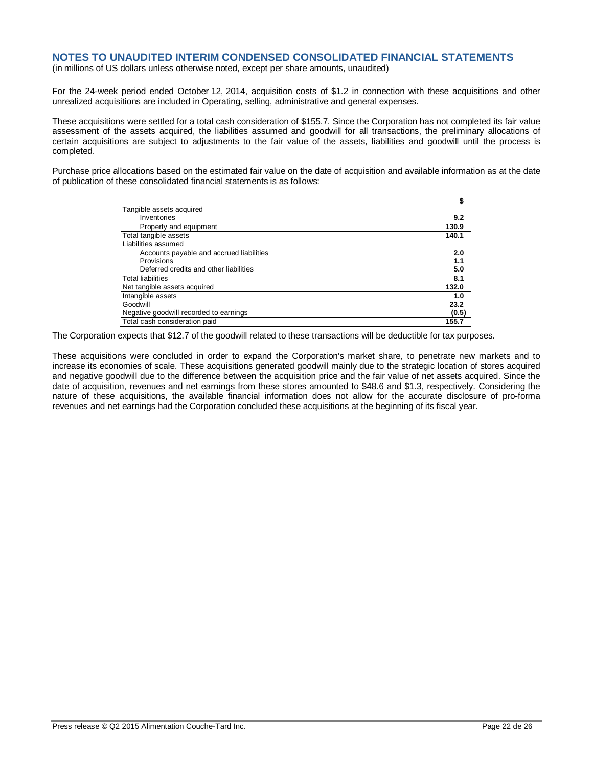## NOTES TO UNAUDITED INTERIM CONDENSED CONSOLIDATED FINANCIAL STATEMENTS

(in millions of US dollars unless otherwise noted, except per share amounts, unaudited)

For the 24-week period ended October 12, 2014, acquisition costs of $1.2 in connection with these acquisitions and other unrealized acquisitions are included in Operating, selling, administrative and general expenses.

These acquisitions were settled for a total cash consideration of $155.7. Since the Corporation has not completed its fair value assessment of the assets acquired, the liabilities assumed and goodwill for all transactions, the preliminary allocations of certain acquisitions are subject to adjustments to the fair value of the assets, liabilities and goodwill until the process is completed.

Purchase price allocations based on the estimated fair value on the date of acquisition and available information as at the date of publication of these consolidated financial statements is as follows:

| | $ |
|---|---|
| Tangible assets acquired | |
| Inventories | 9.2 |
| Property and equipment | 130.9 |
| Total tangible assets | 140.1 |
| Liabilities assumed | |
| Accounts payable and accrued liabilities | 2.0 |
| Provisions | 1.1 |
| Deferred credits and other liabilities | 5.0 |
| Total liabilities | 8.1 |
| Net tangible assets acquired | 132.0 |
| Intangible assets | 1.0 |
| Goodwill | 23.2 |
| Negative goodwill recorded to earnings | (0.5) |
| Total cash consideration paid | 155.7 |

The Corporation expects that $12.7 of the goodwill related to these transactions will be deductible for tax purposes.

These acquisitions were concluded in order to expand the Corporation's market share, to penetrate new markets and to increase its economies of scale. These acquisitions generated goodwill mainly due to the strategic location of stores acquired and negative goodwill due to the difference between the acquisition price and the fair value of net assets acquired. Since the date of acquisition, revenues and net earnings from these stores amounted to $48.6 and $1.3, respectively. Considering the nature of these acquisitions, the available financial information does not allow for the accurate disclosure of pro-forma revenues and net earnings had the Corporation concluded these acquisitions at the beginning of its fiscal year.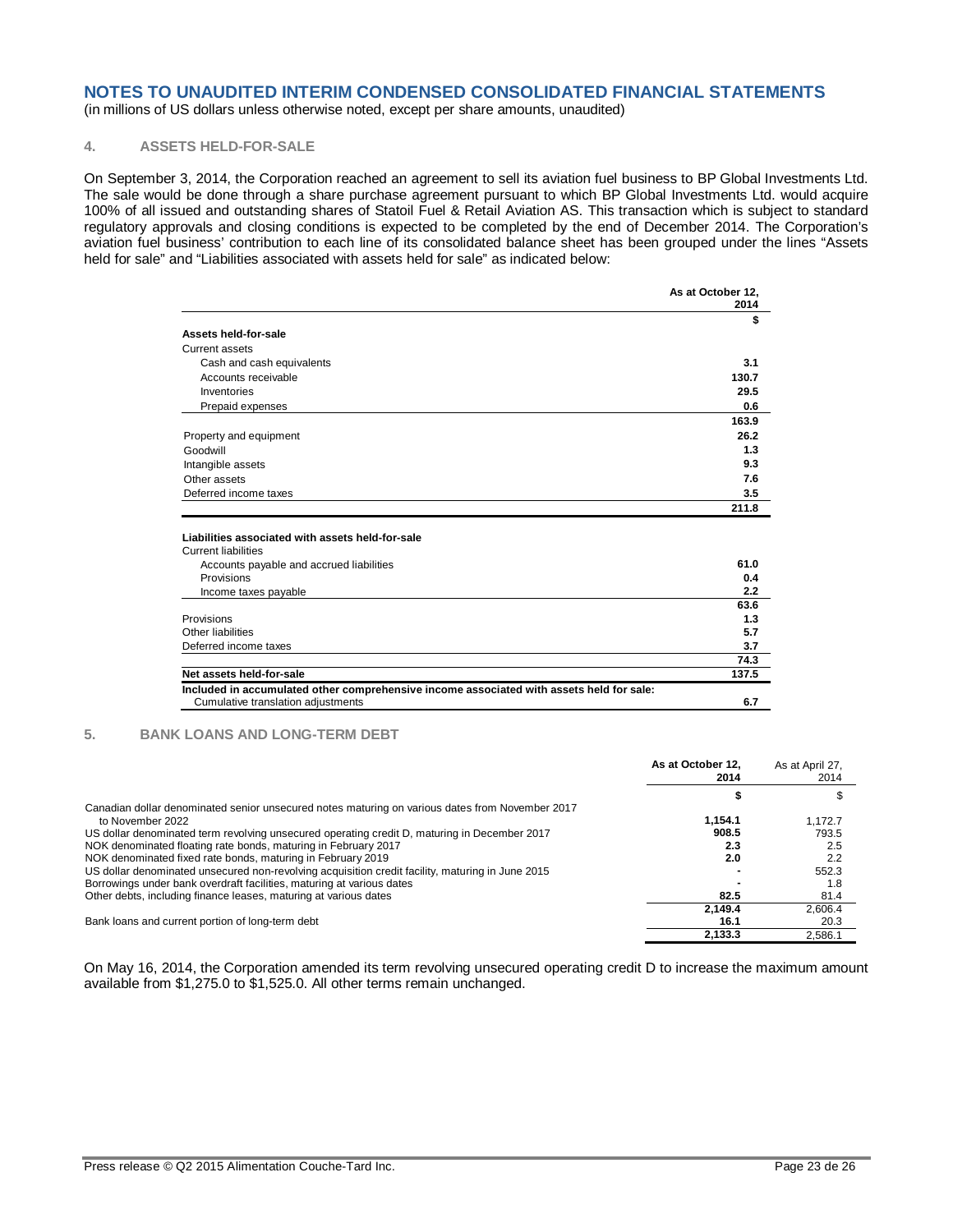## NOTES TO UNAUDITED INTERIM CONDENSED CONSOLIDATED FINANCIAL STATEMENTS

(in millions of US dollars unless otherwise noted, except per share amounts, unaudited)

### 4. ASSETS HELD-FOR-SALE

On September 3, 2014, the Corporation reached an agreement to sell its aviation fuel business to BP Global Investments Ltd. The sale would be done through a share purchase agreement pursuant to which BP Global Investments Ltd. would acquire 100% of all issued and outstanding shares of Statoil Fuel & Retail Aviation AS. This transaction which is subject to standard regulatory approvals and closing conditions is expected to be completed by the end of December 2014. The Corporation's aviation fuel business' contribution to each line of its consolidated balance sheet has been grouped under the lines "Assets held for sale" and "Liabilities associated with assets held for sale" as indicated below:

| | As at October 12, 2014 |
|---|---|
| | $ |
| **Assets held-for-sale** | |
| Current assets | |
| Cash and cash equivalents | 3.1 |
| Accounts receivable | 130.7 |
| Inventories | 29.5 |
| Prepaid expenses | 0.6 |
| | 163.9 |
| Property and equipment | 26.2 |
| Goodwill | 1.3 |
| Intangible assets | 9.3 |
| Other assets | 7.6 |
| Deferred income taxes | 3.5 |
| | 211.8 |
| **Liabilities associated with assets held-for-sale** | |
| Current liabilities | |
| Accounts payable and accrued liabilities | 61.0 |
| Provisions | 0.4 |
| Income taxes payable | 2.2 |
| | 63.6 |
| Provisions | 1.3 |
| Other liabilities | 5.7 |
| Deferred income taxes | 3.7 |
| | 74.3 |
| **Net assets held-for-sale** | 137.5 |
| **Included in accumulated other comprehensive income associated with assets held for sale:** | |
| Cumulative translation adjustments | 6.7 |

### 5. BANK LOANS AND LONG-TERM DEBT

| | As at October 12, 2014 | As at April 27, 2014 |
|---|---|---|
| | $ | $ |
| Canadian dollar denominated senior unsecured notes maturing on various dates from November 2017 to November 2022 | 1,154.1 | 1,172.7 |
| US dollar denominated term revolving unsecured operating credit D, maturing in December 2017 | 908.5 | 793.5 |
| NOK denominated floating rate bonds, maturing in February 2017 | 2.3 | 2.5 |
| NOK denominated fixed rate bonds, maturing in February 2019 | 2.0 | 2.2 |
| US dollar denominated unsecured non-revolving acquisition credit facility, maturing in June 2015 | - | 552.3 |
| Borrowings under bank overdraft facilities, maturing at various dates | - | 1.8 |
| Other debts, including finance leases, maturing at various dates | 82.5 | 81.4 |
| | 2,149.4 | 2,606.4 |
| Bank loans and current portion of long-term debt | 16.1 | 20.3 |
| | 2,133.3 | 2,586.1 |

On May 16, 2014, the Corporation amended its term revolving unsecured operating credit D to increase the maximum amount available from $1,275.0 to $1,525.0. All other terms remain unchanged.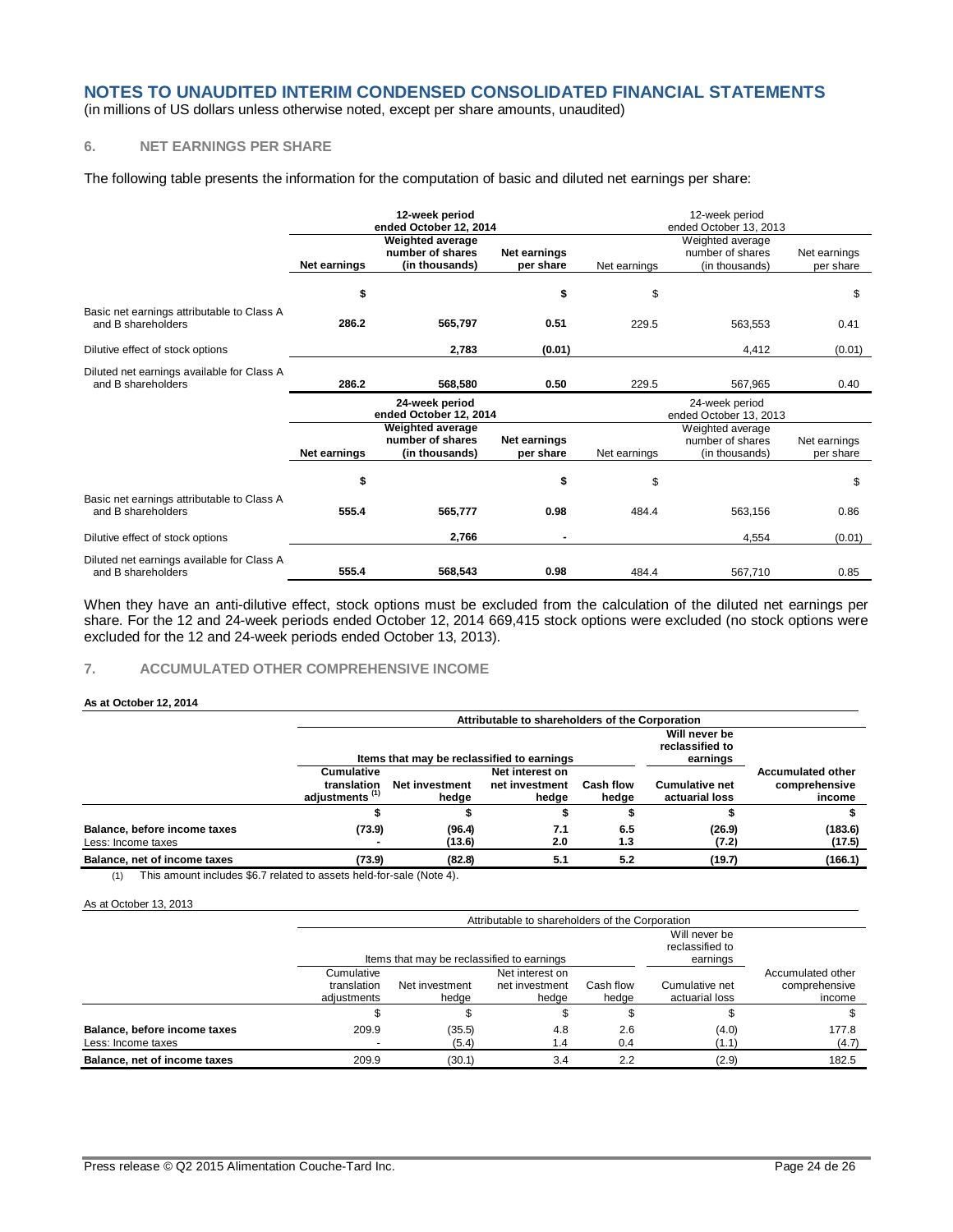# NOTES TO UNAUDITED INTERIM CONDENSED CONSOLIDATED FINANCIAL STATEMENTS

(in millions of US dollars unless otherwise noted, except per share amounts, unaudited)

## 6. NET EARNINGS PER SHARE

The following table presents the information for the computation of basic and diluted net earnings per share:

| | 12-week period ended October 12, 2014 | | | 12-week period ended October 13, 2013 | | |
|---|---|---|---|---|---|---|
| | **Net earnings** | **Weighted average number of shares (in thousands)** | **Net earnings per share** | Net earnings | Weighted average number of shares (in thousands) | Net earnings per share |
| | **$** | | **$** | $ | | $ |
| Basic net earnings attributable to Class A and B shareholders | **286.2** | **565,797** | **0.51** | 229.5 | 563,553 | 0.41 |
| Dilutive effect of stock options | | **2,783** | **(0.01)** | | 4,412 | (0.01) |
| Diluted net earnings available for Class A and B shareholders | **286.2** | **568,580** | **0.50** | 229.5 | 567,965 | 0.40 |

| | 24-week period ended October 12, 2014 | | | 24-week period ended October 13, 2013 | | |
|---|---|---|---|---|---|---|
| | **Net earnings** | **Weighted average number of shares (in thousands)** | **Net earnings per share** | Net earnings | Weighted average number of shares (in thousands) | Net earnings per share |
| | **$** | | **$** | $ | | $ |
| Basic net earnings attributable to Class A and B shareholders | **555.4** | **565,777** | **0.98** | 484.4 | 563,156 | 0.86 |
| Dilutive effect of stock options | | **2,766** | **-** | | 4,554 | (0.01) |
| Diluted net earnings available for Class A and B shareholders | **555.4** | **568,543** | **0.98** | 484.4 | 567,710 | 0.85 |

When they have an anti-dilutive effect, stock options must be excluded from the calculation of the diluted net earnings per share. For the 12 and 24-week periods ended October 12, 2014 669,415 stock options were excluded (no stock options were excluded for the 12 and 24-week periods ended October 13, 2013).

## 7. ACCUMULATED OTHER COMPREHENSIVE INCOME

**As at October 12, 2014**

| | Attributable to shareholders of the Corporation | | | | | |
|---|---|---|---|---|---|---|
| | Items that may be reclassified to earnings | | | | Will never be reclassified to earnings | |
| | **Cumulative translation adjustments [(1)]** | **Net investment hedge** | **Net interest on net investment hedge** | **Cash flow hedge** | **Cumulative net actuarial loss** | **Accumulated other comprehensive income** |
| | **$** | **$** | **$** | **$** | **$** | **$** |
| **Balance, before income taxes** | **(73.9)** | **(96.4)** | **7.1** | **6.5** | **(26.9)** | **(183.6)** |
| Less: Income taxes | **-** | **(13.6)** | **2.0** | **1.3** | **(7.2)** | **(17.5)** |
| **Balance, net of income taxes** | **(73.9)** | **(82.8)** | **5.1** | **5.2** | **(19.7)** | **(166.1)** |

(1) This amount includes $6.7 related to assets held-for-sale (Note 4).

As at October 13, 2013

| | Attributable to shareholders of the Corporation | | | | | |
|---|---|---|---|---|---|---|
| | Items that may be reclassified to earnings | | | | Will never be reclassified to earnings | |
| | Cumulative translation adjustments | Net investment hedge | Net interest on net investment hedge | Cash flow hedge | Cumulative net actuarial loss | Accumulated other comprehensive income |
| | $ | $ | $ | $ | $ | $ |
| **Balance, before income taxes** | 209.9 | (35.5) | 4.8 | 2.6 | (4.0) | 177.8 |
| Less: Income taxes | - | (5.4) | 1.4 | 0.4 | (1.1) | (4.7) |
| **Balance, net of income taxes** | 209.9 | (30.1) | 3.4 | 2.2 | (2.9) | 182.5 |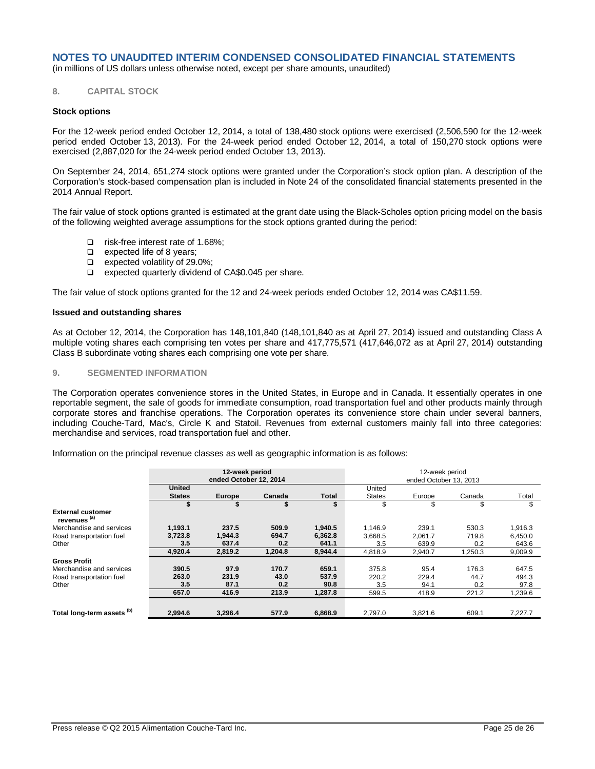# NOTES TO UNAUDITED INTERIM CONDENSED CONSOLIDATED FINANCIAL STATEMENTS

(in millions of US dollars unless otherwise noted, except per share amounts, unaudited)

## 8. CAPITAL STOCK

### Stock options

For the 12-week period ended October 12, 2014, a total of 138,480 stock options were exercised (2,506,590 for the 12-week period ended October 13, 2013). For the 24-week period ended October 12, 2014, a total of 150,270 stock options were exercised (2,887,020 for the 24-week period ended October 13, 2013).

On September 24, 2014, 651,274 stock options were granted under the Corporation's stock option plan. A description of the Corporation's stock-based compensation plan is included in Note 24 of the consolidated financial statements presented in the 2014 Annual Report.

The fair value of stock options granted is estimated at the grant date using the Black-Scholes option pricing model on the basis of the following weighted average assumptions for the stock options granted during the period:

- risk-free interest rate of 1.68%;
- expected life of 8 years;
- expected volatility of 29.0%;
- expected quarterly dividend of CA$0.045 per share.

The fair value of stock options granted for the 12 and 24-week periods ended October 12, 2014 was CA$11.59.

### Issued and outstanding shares

As at October 12, 2014, the Corporation has 148,101,840 (148,101,840 as at April 27, 2014) issued and outstanding Class A multiple voting shares each comprising ten votes per share and 417,775,571 (417,646,072 as at April 27, 2014) outstanding Class B subordinate voting shares each comprising one vote per share.

## 9. SEGMENTED INFORMATION

The Corporation operates convenience stores in the United States, in Europe and in Canada. It essentially operates in one reportable segment, the sale of goods for immediate consumption, road transportation fuel and other products mainly through corporate stores and franchise operations. The Corporation operates its convenience store chain under several banners, including Couche-Tard, Mac's, Circle K and Statoil. Revenues from external customers mainly fall into three categories: merchandise and services, road transportation fuel and other.

Information on the principal revenue classes as well as geographic information is as follows:

| | 12-week period ended October 12, 2014 | | | | 12-week period ended October 13, 2013 | | | |
|---|---|---|---|---|---|---|---|---|
| | United States | Europe | Canada | Total | United States | Europe | Canada | Total |
| | $ | $ | $ | $ | $ | $ | $ | $ |
| **External customer revenues [(a)]** | | | | | | | | |
| Merchandise and services | 1,193.1 | 237.5 | 509.9 | 1,940.5 | 1,146.9 | 239.1 | 530.3 | 1,916.3 |
| Road transportation fuel | 3,723.8 | 1,944.3 | 694.7 | 6,362.8 | 3,668.5 | 2,061.7 | 719.8 | 6,450.0 |
| Other | 3.5 | 637.4 | 0.2 | 641.1 | 3.5 | 639.9 | 0.2 | 643.6 |
| | 4,920.4 | 2,819.2 | 1,204.8 | 8,944.4 | 4,818.9 | 2,940.7 | 1,250.3 | 9,009.9 |
| **Gross Profit** | | | | | | | | |
| Merchandise and services | 390.5 | 97.9 | 170.7 | 659.1 | 375.8 | 95.4 | 176.3 | 647.5 |
| Road transportation fuel | 263.0 | 231.9 | 43.0 | 537.9 | 220.2 | 229.4 | 44.7 | 494.3 |
| Other | 3.5 | 87.1 | 0.2 | 90.8 | 3.5 | 94.1 | 0.2 | 97.8 |
| | 657.0 | 416.9 | 213.9 | 1,287.8 | 599.5 | 418.9 | 221.2 | 1,239.6 |
| **Total long-term assets [(b)]** | 2,994.6 | 3,296.4 | 577.9 | 6,868.9 | 2,797.0 | 3,821.6 | 609.1 | 7,227.7 |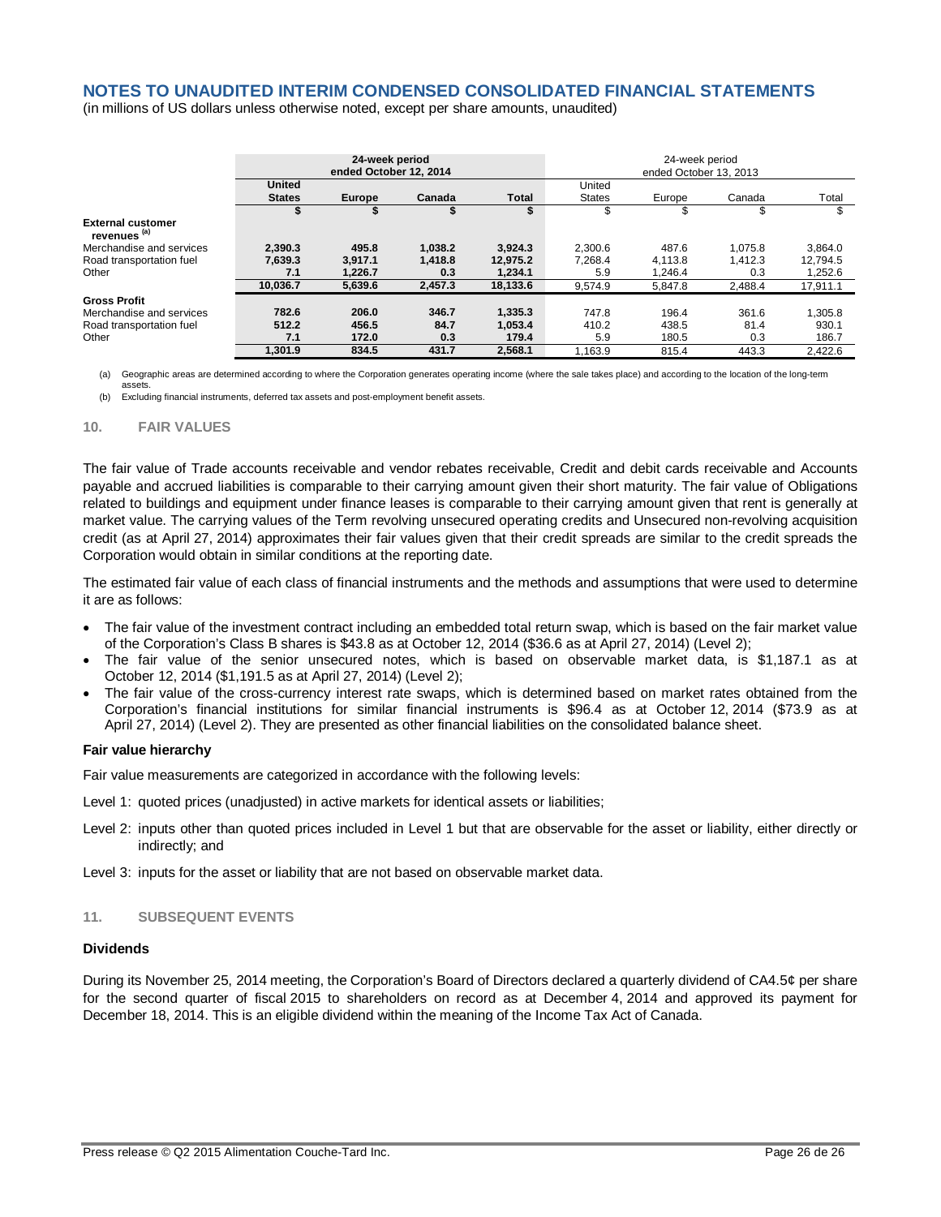## NOTES TO UNAUDITED INTERIM CONDENSED CONSOLIDATED FINANCIAL STATEMENTS

(in millions of US dollars unless otherwise noted, except per share amounts, unaudited)

| | **24-week period ended October 12, 2014** | | | | 24-week period ended October 13, 2013 | | | |
|---|---|---|---|---|---|---|---|---|
| | **United States** | **Europe** | **Canada** | **Total** | United States | Europe | Canada | Total |
| | **$** | **$** | **$** | **$** | $ | $ | $ | $ |
| **External customer revenues [a]** | | | | | | | | |
| Merchandise and services | **2,390.3** | **495.8** | **1,038.2** | **3,924.3** | 2,300.6 | 487.6 | 1,075.8 | 3,864.0 |
| Road transportation fuel | **7,639.3** | **3,917.1** | **1,418.8** | **12,975.2** | 7,268.4 | 4,113.8 | 1,412.3 | 12,794.5 |
| Other | **7.1** | **1,226.7** | **0.3** | **1,234.1** | 5.9 | 1,246.4 | 0.3 | 1,252.6 |
| | **10,036.7** | **5,639.6** | **2,457.3** | **18,133.6** | 9,574.9 | 5,847.8 | 2,488.4 | 17,911.1 |
| **Gross Profit** | | | | | | | | |
| Merchandise and services | **782.6** | **206.0** | **346.7** | **1,335.3** | 747.8 | 196.4 | 361.6 | 1,305.8 |
| Road transportation fuel | **512.2** | **456.5** | **84.7** | **1,053.4** | 410.2 | 438.5 | 81.4 | 930.1 |
| Other | **7.1** | **172.0** | **0.3** | **179.4** | 5.9 | 180.5 | 0.3 | 186.7 |
| | **1,301.9** | **834.5** | **431.7** | **2,568.1** | 1,163.9 | 815.4 | 443.3 | 2,422.6 |

(a) Geographic areas are determined according to where the Corporation generates operating income (where the sale takes place) and according to the location of the long-term assets.

(b) Excluding financial instruments, deferred tax assets and post-employment benefit assets.

### 10. FAIR VALUES

The fair value of Trade accounts receivable and vendor rebates receivable, Credit and debit cards receivable and Accounts payable and accrued liabilities is comparable to their carrying amount given their short maturity. The fair value of Obligations related to buildings and equipment under finance leases is comparable to their carrying amount given that rent is generally at market value. The carrying values of the Term revolving unsecured operating credits and Unsecured non-revolving acquisition credit (as at April 27, 2014) approximates their fair values given that their credit spreads are similar to the credit spreads the Corporation would obtain in similar conditions at the reporting date.

The estimated fair value of each class of financial instruments and the methods and assumptions that were used to determine it are as follows:

- The fair value of the investment contract including an embedded total return swap, which is based on the fair market value of the Corporation's Class B shares is $43.8 as at October 12, 2014 ($36.6 as at April 27, 2014) (Level 2);
- The fair value of the senior unsecured notes, which is based on observable market data, is $1,187.1 as at October 12, 2014 ($1,191.5 as at April 27, 2014) (Level 2);
- The fair value of the cross-currency interest rate swaps, which is determined based on market rates obtained from the Corporation's financial institutions for similar financial instruments is $96.4 as at October 12, 2014 ($73.9 as at April 27, 2014) (Level 2). They are presented as other financial liabilities on the consolidated balance sheet.

**Fair value hierarchy**

Fair value measurements are categorized in accordance with the following levels:

Level 1: quoted prices (unadjusted) in active markets for identical assets or liabilities;

Level 2: inputs other than quoted prices included in Level 1 but that are observable for the asset or liability, either directly or indirectly; and

Level 3: inputs for the asset or liability that are not based on observable market data.

### 11. SUBSEQUENT EVENTS

**Dividends**

During its November 25, 2014 meeting, the Corporation's Board of Directors declared a quarterly dividend of CA4.5¢ per share for the second quarter of fiscal 2015 to shareholders on record as at December 4, 2014 and approved its payment for December 18, 2014. This is an eligible dividend within the meaning of the Income Tax Act of Canada.